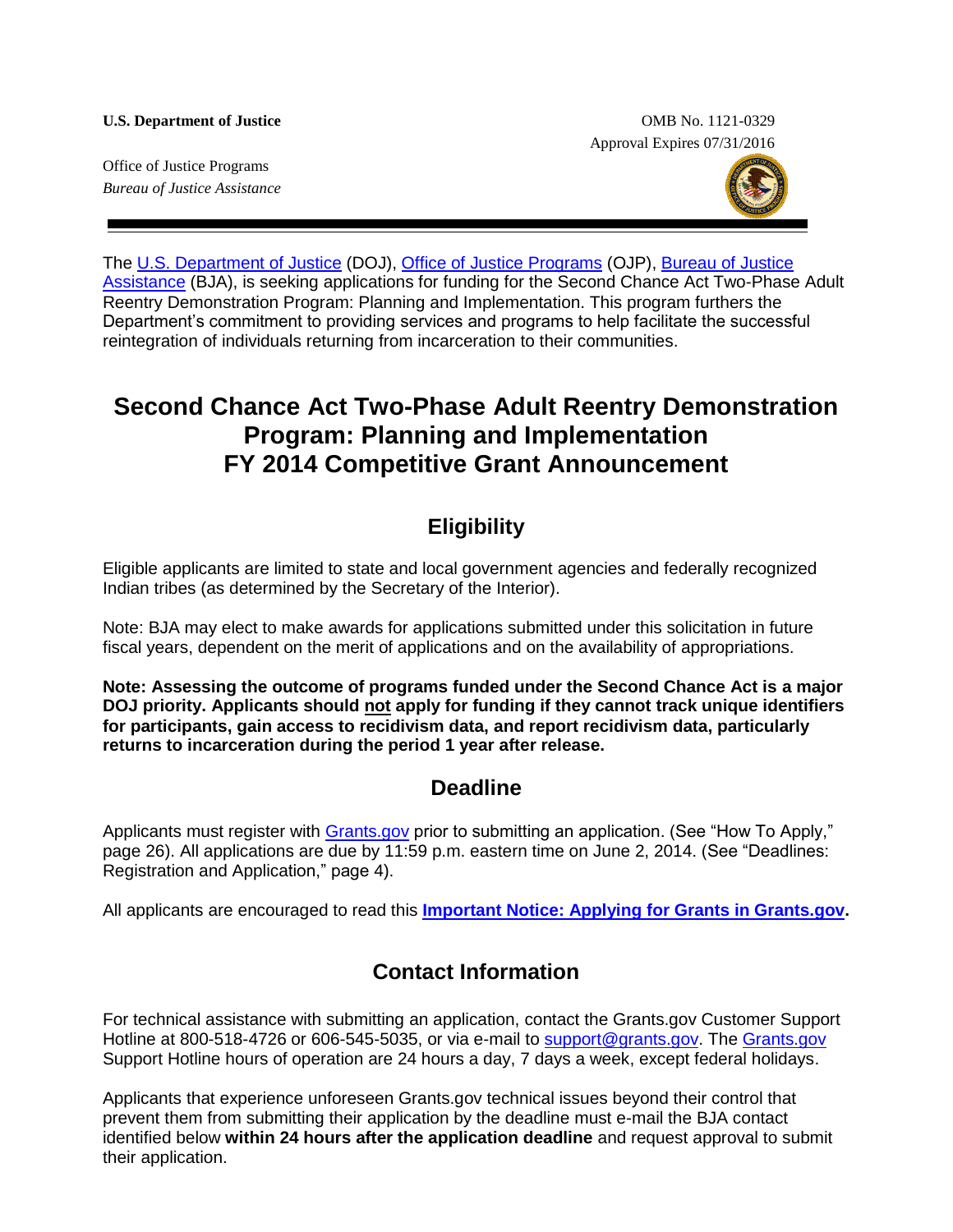**U.S. Department of Justice**

Office of Justice Programs
*Bureau of Justice Assistance*

OMB No. 1121-0329
Approval Expires 07/31/2016

The U.S. Department of Justice (DOJ), Office of Justice Programs (OJP), Bureau of Justice Assistance (BJA), is seeking applications for funding for the Second Chance Act Two-Phase Adult Reentry Demonstration Program: Planning and Implementation. This program furthers the Department's commitment to providing services and programs to help facilitate the successful reintegration of individuals returning from incarceration to their communities.

# Second Chance Act Two-Phase Adult Reentry Demonstration Program: Planning and Implementation FY 2014 Competitive Grant Announcement

## Eligibility

Eligible applicants are limited to state and local government agencies and federally recognized Indian tribes (as determined by the Secretary of the Interior).

Note: BJA may elect to make awards for applications submitted under this solicitation in future fiscal years, dependent on the merit of applications and on the availability of appropriations.

**Note: Assessing the outcome of programs funded under the Second Chance Act is a major DOJ priority. Applicants should not apply for funding if they cannot track unique identifiers for participants, gain access to recidivism data, and report recidivism data, particularly returns to incarceration during the period 1 year after release.**

## Deadline

Applicants must register with Grants.gov prior to submitting an application. (See "How To Apply," page 26). All applications are due by 11:59 p.m. eastern time on June 2, 2014. (See "Deadlines: Registration and Application," page 4).

All applicants are encouraged to read this **Important Notice: Applying for Grants in Grants.gov.**

## Contact Information

For technical assistance with submitting an application, contact the Grants.gov Customer Support Hotline at 800-518-4726 or 606-545-5035, or via e-mail to support@grants.gov. The Grants.gov Support Hotline hours of operation are 24 hours a day, 7 days a week, except federal holidays.

Applicants that experience unforeseen Grants.gov technical issues beyond their control that prevent them from submitting their application by the deadline must e-mail the BJA contact identified below **within 24 hours after the application deadline** and request approval to submit their application.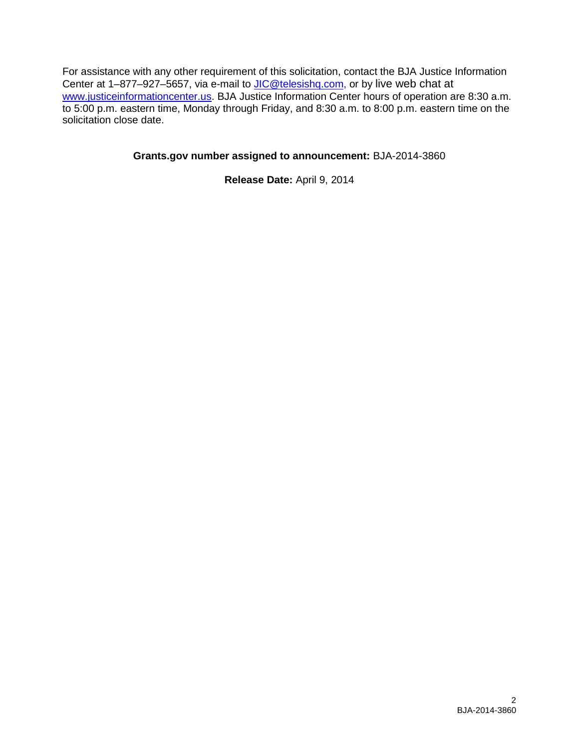For assistance with any other requirement of this solicitation, contact the BJA Justice Information Center at 1–877–927–5657, via e-mail to JIC@telesishq.com, or by live web chat at www.justiceinformationcenter.us. BJA Justice Information Center hours of operation are 8:30 a.m. to 5:00 p.m. eastern time, Monday through Friday, and 8:30 a.m. to 8:00 p.m. eastern time on the solicitation close date.

**Grants.gov number assigned to announcement:** BJA-2014-3860

**Release Date:** April 9, 2014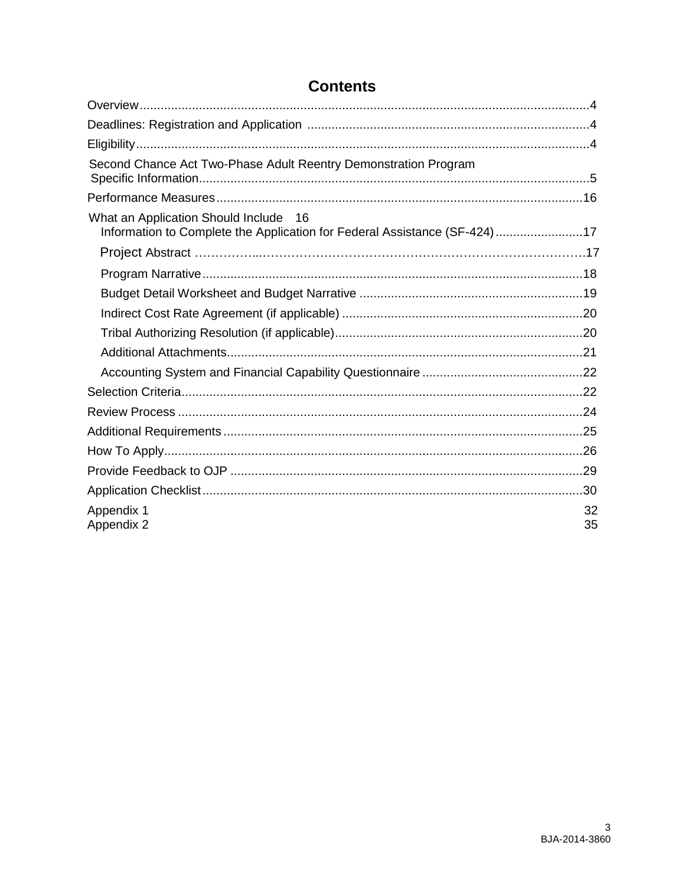# Contents

Overview....................................................................................................................4

Deadlines: Registration and Application ................................................................................4

Eligibility....................................................................................................................4

Second Chance Act Two-Phase Adult Reentry Demonstration Program Specific Information...............................................................................................................5

Performance Measures.........................................................................................................16

What an Application Should Include 16

- Information to Complete the Application for Federal Assistance (SF-424).........................17
- Project Abstract ……………..……………………………………………………………………….17
- Program Narrative...........................................................................................................18
- Budget Detail Worksheet and Budget Narrative ................................................................19
- Indirect Cost Rate Agreement (if applicable) ....................................................................20
- Tribal Authorizing Resolution (if applicable)......................................................................20
- Additional Attachments.....................................................................................................21
- Accounting System and Financial Capability Questionnaire .............................................22

Selection Criteria..................................................................................................................22

Review Process ...................................................................................................................24

Additional Requirements.......................................................................................................25

How To Apply.......................................................................................................................26

Provide Feedback to OJP ....................................................................................................29

Application Checklist............................................................................................................30

Appendix 1 32

Appendix 2 35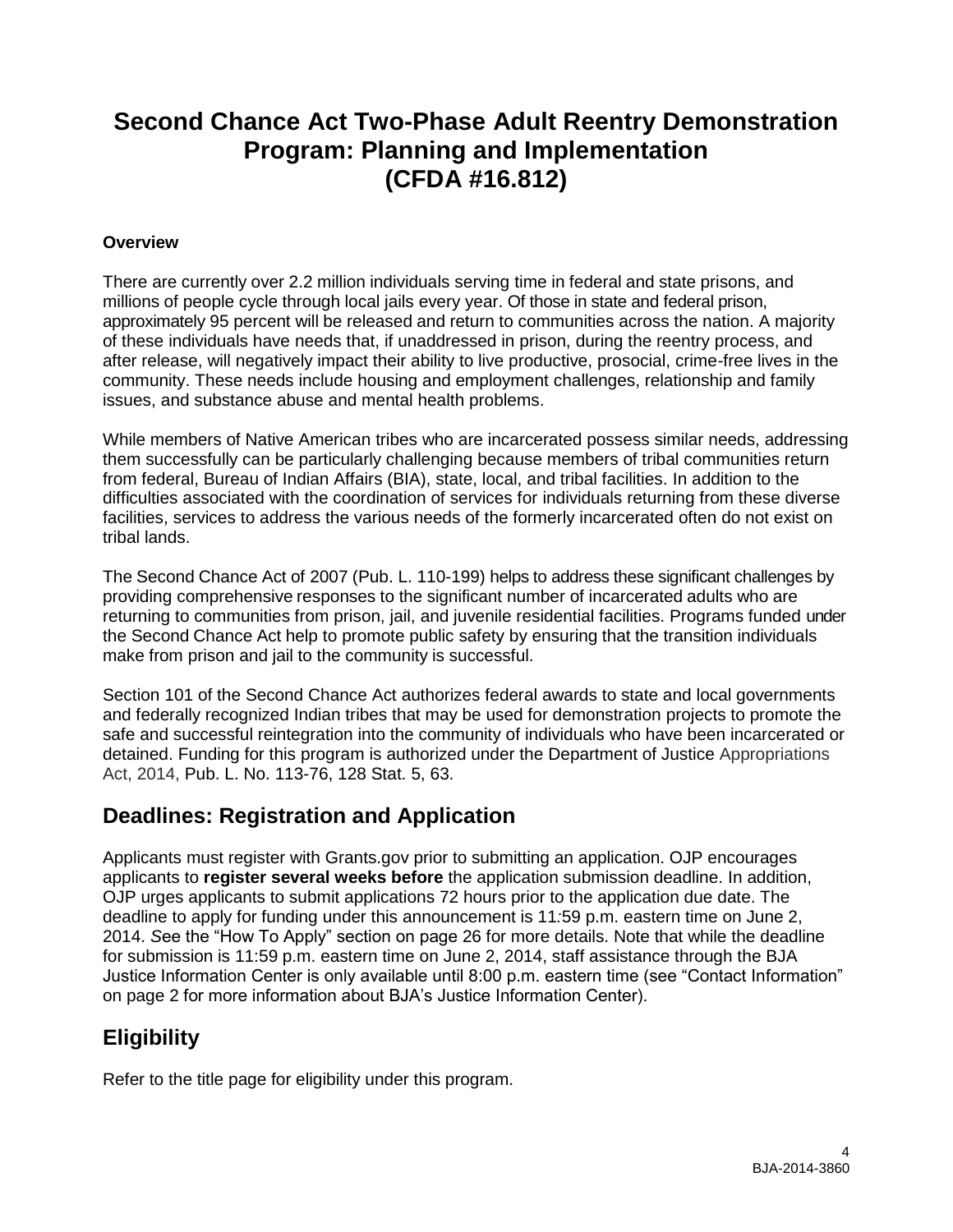# Second Chance Act Two-Phase Adult Reentry Demonstration Program: Planning and Implementation (CFDA #16.812)

**Overview**

There are currently over 2.2 million individuals serving time in federal and state prisons, and millions of people cycle through local jails every year. Of those in state and federal prison, approximately 95 percent will be released and return to communities across the nation. A majority of these individuals have needs that, if unaddressed in prison, during the reentry process, and after release, will negatively impact their ability to live productive, prosocial, crime-free lives in the community. These needs include housing and employment challenges, relationship and family issues, and substance abuse and mental health problems.

While members of Native American tribes who are incarcerated possess similar needs, addressing them successfully can be particularly challenging because members of tribal communities return from federal, Bureau of Indian Affairs (BIA), state, local, and tribal facilities. In addition to the difficulties associated with the coordination of services for individuals returning from these diverse facilities, services to address the various needs of the formerly incarcerated often do not exist on tribal lands.

The Second Chance Act of 2007 (Pub. L. 110-199) helps to address these significant challenges by providing comprehensive responses to the significant number of incarcerated adults who are returning to communities from prison, jail, and juvenile residential facilities. Programs funded under the Second Chance Act help to promote public safety by ensuring that the transition individuals make from prison and jail to the community is successful.

Section 101 of the Second Chance Act authorizes federal awards to state and local governments and federally recognized Indian tribes that may be used for demonstration projects to promote the safe and successful reintegration into the community of individuals who have been incarcerated or detained. Funding for this program is authorized under the Department of Justice Appropriations Act, 2014, Pub. L. No. 113-76, 128 Stat. 5, 63.

## Deadlines: Registration and Application

Applicants must register with Grants.gov prior to submitting an application. OJP encourages applicants to **register several weeks before** the application submission deadline. In addition, OJP urges applicants to submit applications 72 hours prior to the application due date. The deadline to apply for funding under this announcement is 11:59 p.m. eastern time on June 2, 2014. *S*ee the "How To Apply" section on page 26 for more details. Note that while the deadline for submission is 11:59 p.m. eastern time on June 2, 2014, staff assistance through the BJA Justice Information Center is only available until 8:00 p.m. eastern time (see "Contact Information" on page 2 for more information about BJA's Justice Information Center).

## Eligibility

Refer to the title page for eligibility under this program.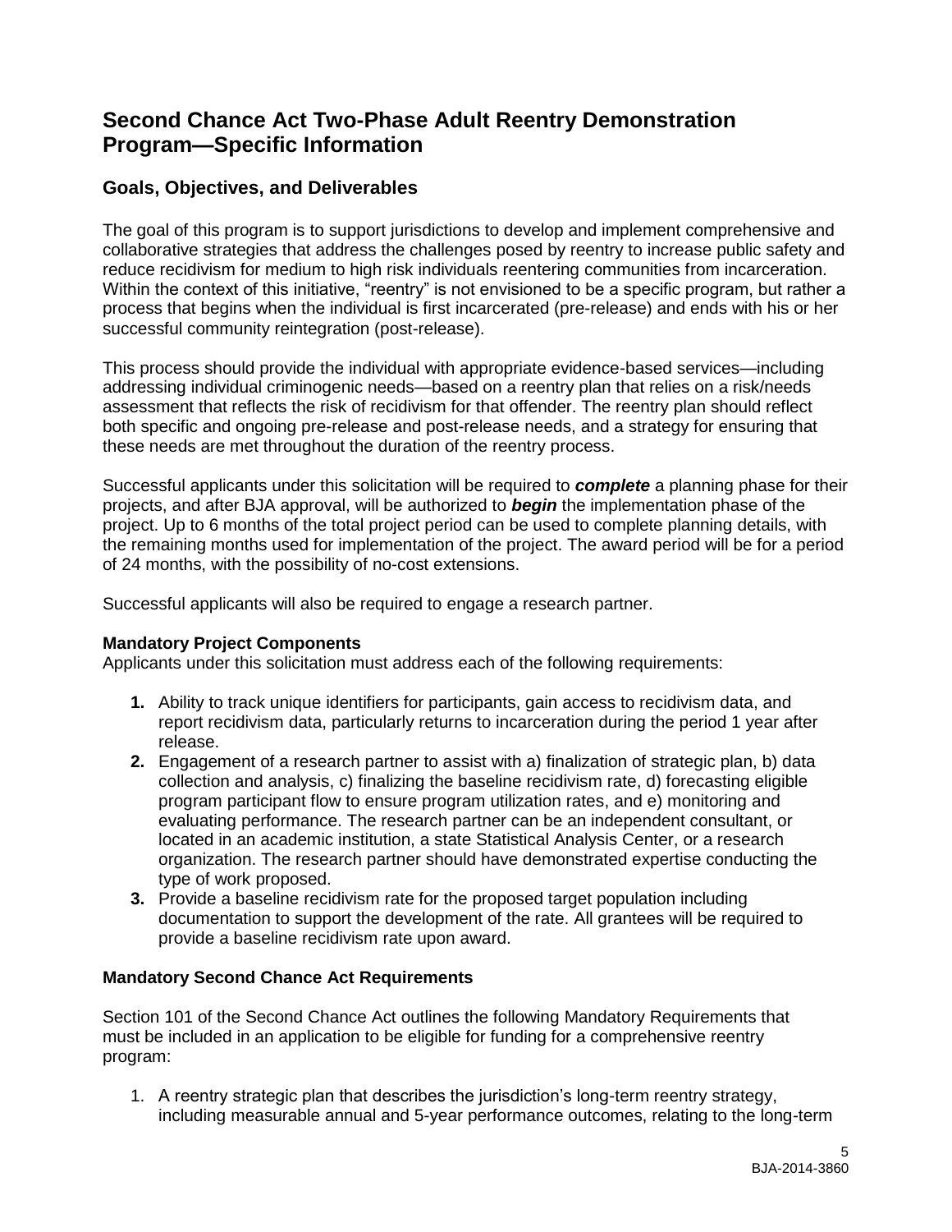## Second Chance Act Two-Phase Adult Reentry Demonstration Program—Specific Information

### Goals, Objectives, and Deliverables

The goal of this program is to support jurisdictions to develop and implement comprehensive and collaborative strategies that address the challenges posed by reentry to increase public safety and reduce recidivism for medium to high risk individuals reentering communities from incarceration. Within the context of this initiative, "reentry" is not envisioned to be a specific program, but rather a process that begins when the individual is first incarcerated (pre-release) and ends with his or her successful community reintegration (post-release).

This process should provide the individual with appropriate evidence-based services—including addressing individual criminogenic needs—based on a reentry plan that relies on a risk/needs assessment that reflects the risk of recidivism for that offender. The reentry plan should reflect both specific and ongoing pre-release and post-release needs, and a strategy for ensuring that these needs are met throughout the duration of the reentry process.

Successful applicants under this solicitation will be required to ***complete*** a planning phase for their projects, and after BJA approval, will be authorized to ***begin*** the implementation phase of the project. Up to 6 months of the total project period can be used to complete planning details, with the remaining months used for implementation of the project. The award period will be for a period of 24 months, with the possibility of no-cost extensions.

Successful applicants will also be required to engage a research partner.

**Mandatory Project Components**
Applicants under this solicitation must address each of the following requirements:

1. Ability to track unique identifiers for participants, gain access to recidivism data, and report recidivism data, particularly returns to incarceration during the period 1 year after release.
2. Engagement of a research partner to assist with a) finalization of strategic plan, b) data collection and analysis, c) finalizing the baseline recidivism rate, d) forecasting eligible program participant flow to ensure program utilization rates, and e) monitoring and evaluating performance. The research partner can be an independent consultant, or located in an academic institution, a state Statistical Analysis Center, or a research organization. The research partner should have demonstrated expertise conducting the type of work proposed.
3. Provide a baseline recidivism rate for the proposed target population including documentation to support the development of the rate. All grantees will be required to provide a baseline recidivism rate upon award.

**Mandatory Second Chance Act Requirements**

Section 101 of the Second Chance Act outlines the following Mandatory Requirements that must be included in an application to be eligible for funding for a comprehensive reentry program:

1. A reentry strategic plan that describes the jurisdiction's long-term reentry strategy, including measurable annual and 5-year performance outcomes, relating to the long-term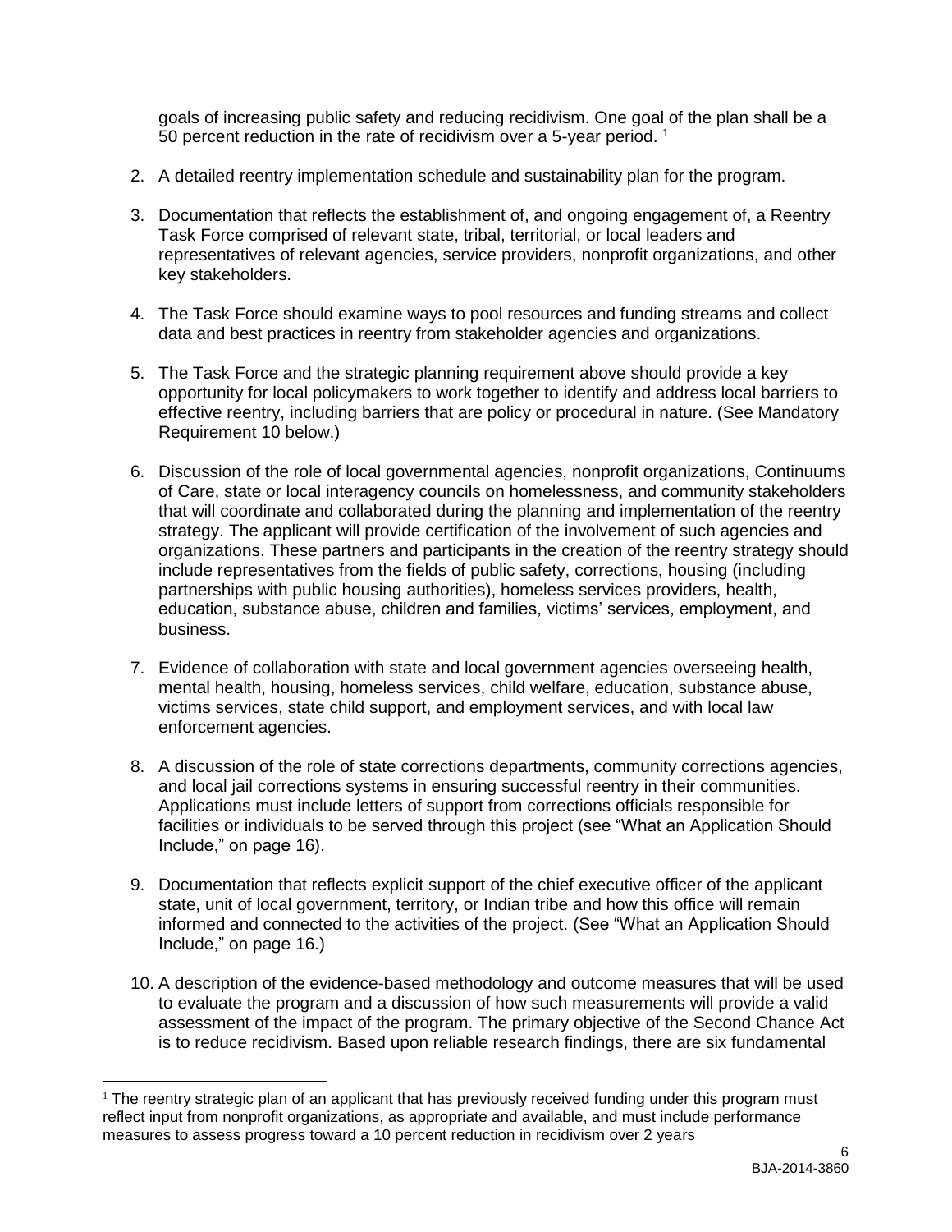goals of increasing public safety and reducing recidivism. One goal of the plan shall be a 50 percent reduction in the rate of recidivism over a 5-year period. [1]

2. A detailed reentry implementation schedule and sustainability plan for the program.

3. Documentation that reflects the establishment of, and ongoing engagement of, a Reentry Task Force comprised of relevant state, tribal, territorial, or local leaders and representatives of relevant agencies, service providers, nonprofit organizations, and other key stakeholders.

4. The Task Force should examine ways to pool resources and funding streams and collect data and best practices in reentry from stakeholder agencies and organizations.

5. The Task Force and the strategic planning requirement above should provide a key opportunity for local policymakers to work together to identify and address local barriers to effective reentry, including barriers that are policy or procedural in nature. (See Mandatory Requirement 10 below.)

6. Discussion of the role of local governmental agencies, nonprofit organizations, Continuums of Care, state or local interagency councils on homelessness, and community stakeholders that will coordinate and collaborated during the planning and implementation of the reentry strategy. The applicant will provide certification of the involvement of such agencies and organizations. These partners and participants in the creation of the reentry strategy should include representatives from the fields of public safety, corrections, housing (including partnerships with public housing authorities), homeless services providers, health, education, substance abuse, children and families, victims' services, employment, and business.

7. Evidence of collaboration with state and local government agencies overseeing health, mental health, housing, homeless services, child welfare, education, substance abuse, victims services, state child support, and employment services, and with local law enforcement agencies.

8. A discussion of the role of state corrections departments, community corrections agencies, and local jail corrections systems in ensuring successful reentry in their communities. Applications must include letters of support from corrections officials responsible for facilities or individuals to be served through this project (see "What an Application Should Include," on page 16).

9. Documentation that reflects explicit support of the chief executive officer of the applicant state, unit of local government, territory, or Indian tribe and how this office will remain informed and connected to the activities of the project. (See "What an Application Should Include," on page 16.)

10. A description of the evidence-based methodology and outcome measures that will be used to evaluate the program and a discussion of how such measurements will provide a valid assessment of the impact of the program. The primary objective of the Second Chance Act is to reduce recidivism. Based upon reliable research findings, there are six fundamental

[1] The reentry strategic plan of an applicant that has previously received funding under this program must reflect input from nonprofit organizations, as appropriate and available, and must include performance measures to assess progress toward a 10 percent reduction in recidivism over 2 years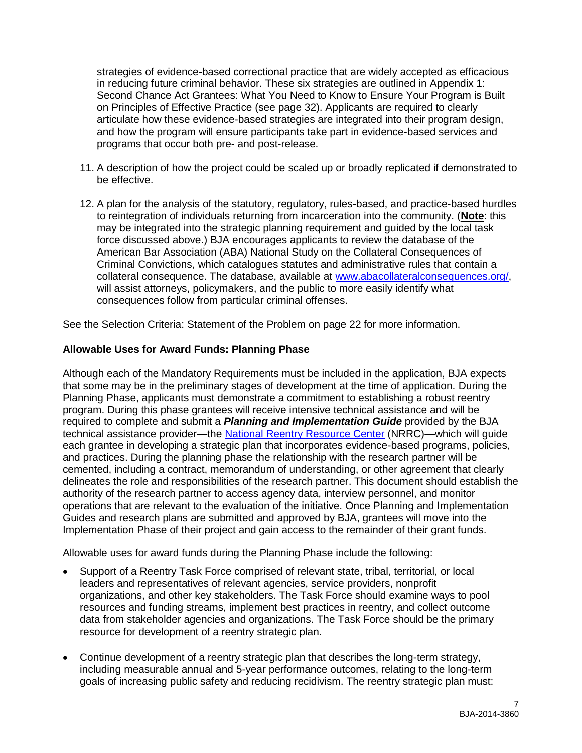strategies of evidence-based correctional practice that are widely accepted as efficacious in reducing future criminal behavior. These six strategies are outlined in Appendix 1: Second Chance Act Grantees: What You Need to Know to Ensure Your Program is Built on Principles of Effective Practice (see page 32). Applicants are required to clearly articulate how these evidence-based strategies are integrated into their program design, and how the program will ensure participants take part in evidence-based services and programs that occur both pre- and post-release.

11. A description of how the project could be scaled up or broadly replicated if demonstrated to be effective.

12. A plan for the analysis of the statutory, regulatory, rules-based, and practice-based hurdles to reintegration of individuals returning from incarceration into the community. (**Note**: this may be integrated into the strategic planning requirement and guided by the local task force discussed above.) BJA encourages applicants to review the database of the American Bar Association (ABA) National Study on the Collateral Consequences of Criminal Convictions, which catalogues statutes and administrative rules that contain a collateral consequence. The database, available at [www.abacollateralconsequences.org/](http://www.abacollateralconsequences.org/), will assist attorneys, policymakers, and the public to more easily identify what consequences follow from particular criminal offenses.

See the Selection Criteria: Statement of the Problem on page 22 for more information.

**Allowable Uses for Award Funds: Planning Phase**

Although each of the Mandatory Requirements must be included in the application, BJA expects that some may be in the preliminary stages of development at the time of application. During the Planning Phase, applicants must demonstrate a commitment to establishing a robust reentry program. During this phase grantees will receive intensive technical assistance and will be required to complete and submit a ***Planning and Implementation Guide*** provided by the BJA technical assistance provider—the National Reentry Resource Center (NRRC)—which will guide each grantee in developing a strategic plan that incorporates evidence-based programs, policies, and practices. During the planning phase the relationship with the research partner will be cemented, including a contract, memorandum of understanding, or other agreement that clearly delineates the role and responsibilities of the research partner. This document should establish the authority of the research partner to access agency data, interview personnel, and monitor operations that are relevant to the evaluation of the initiative. Once Planning and Implementation Guides and research plans are submitted and approved by BJA, grantees will move into the Implementation Phase of their project and gain access to the remainder of their grant funds.

Allowable uses for award funds during the Planning Phase include the following:

- Support of a Reentry Task Force comprised of relevant state, tribal, territorial, or local leaders and representatives of relevant agencies, service providers, nonprofit organizations, and other key stakeholders. The Task Force should examine ways to pool resources and funding streams, implement best practices in reentry, and collect outcome data from stakeholder agencies and organizations. The Task Force should be the primary resource for development of a reentry strategic plan.

- Continue development of a reentry strategic plan that describes the long-term strategy, including measurable annual and 5-year performance outcomes, relating to the long-term goals of increasing public safety and reducing recidivism. The reentry strategic plan must: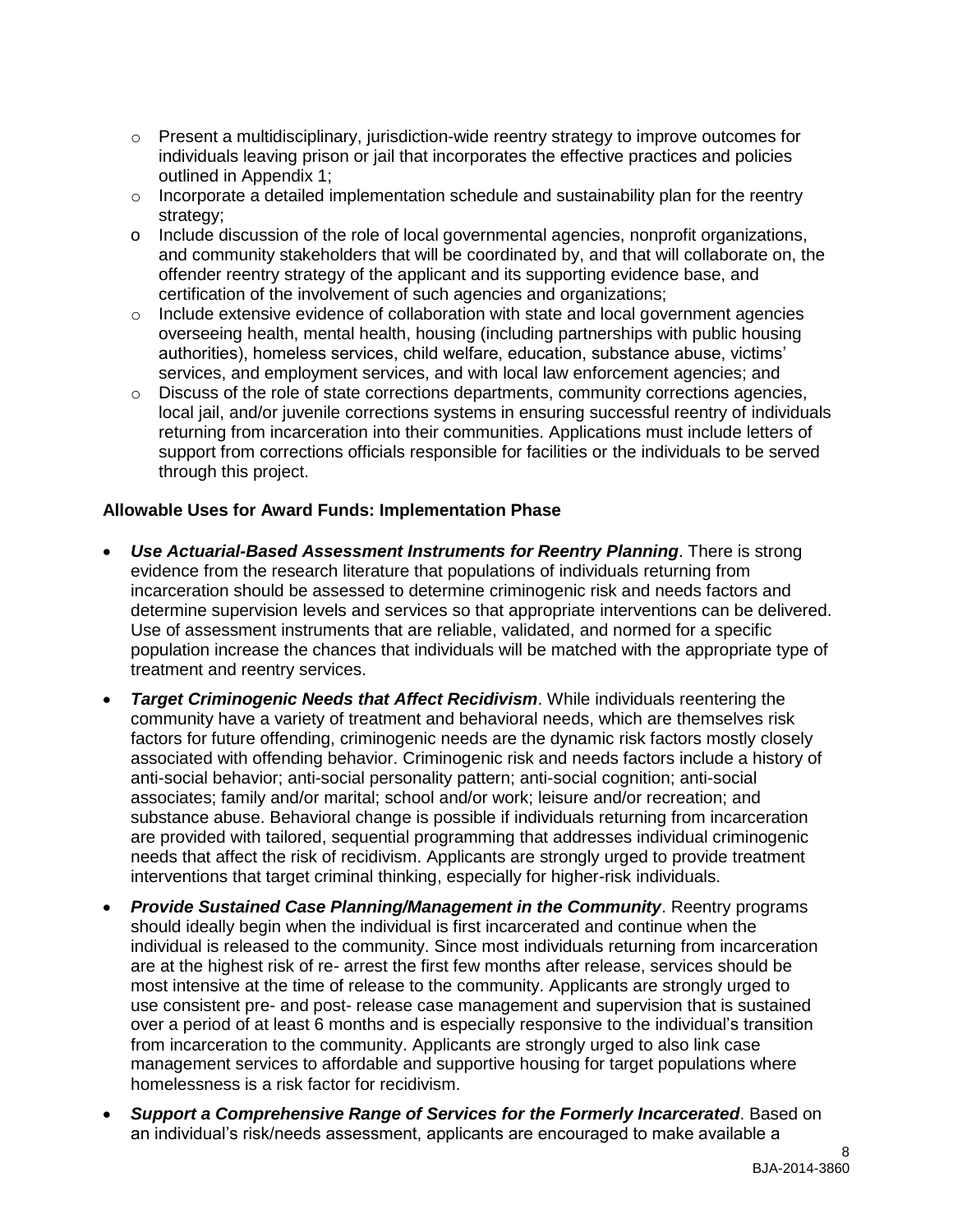- Present a multidisciplinary, jurisdiction-wide reentry strategy to improve outcomes for individuals leaving prison or jail that incorporates the effective practices and policies outlined in Appendix 1;
- Incorporate a detailed implementation schedule and sustainability plan for the reentry strategy;
- Include discussion of the role of local governmental agencies, nonprofit organizations, and community stakeholders that will be coordinated by, and that will collaborate on, the offender reentry strategy of the applicant and its supporting evidence base, and certification of the involvement of such agencies and organizations;
- Include extensive evidence of collaboration with state and local government agencies overseeing health, mental health, housing (including partnerships with public housing authorities), homeless services, child welfare, education, substance abuse, victims' services, and employment services, and with local law enforcement agencies; and
- Discuss of the role of state corrections departments, community corrections agencies, local jail, and/or juvenile corrections systems in ensuring successful reentry of individuals returning from incarceration into their communities. Applications must include letters of support from corrections officials responsible for facilities or the individuals to be served through this project.

**Allowable Uses for Award Funds: Implementation Phase**

- ***Use Actuarial-Based Assessment Instruments for Reentry Planning***. There is strong evidence from the research literature that populations of individuals returning from incarceration should be assessed to determine criminogenic risk and needs factors and determine supervision levels and services so that appropriate interventions can be delivered. Use of assessment instruments that are reliable, validated, and normed for a specific population increase the chances that individuals will be matched with the appropriate type of treatment and reentry services.
- ***Target Criminogenic Needs that Affect Recidivism***. While individuals reentering the community have a variety of treatment and behavioral needs, which are themselves risk factors for future offending, criminogenic needs are the dynamic risk factors mostly closely associated with offending behavior. Criminogenic risk and needs factors include a history of anti-social behavior; anti-social personality pattern; anti-social cognition; anti-social associates; family and/or marital; school and/or work; leisure and/or recreation; and substance abuse. Behavioral change is possible if individuals returning from incarceration are provided with tailored, sequential programming that addresses individual criminogenic needs that affect the risk of recidivism. Applicants are strongly urged to provide treatment interventions that target criminal thinking, especially for higher-risk individuals.
- ***Provide Sustained Case Planning/Management in the Community***. Reentry programs should ideally begin when the individual is first incarcerated and continue when the individual is released to the community. Since most individuals returning from incarceration are at the highest risk of re- arrest the first few months after release, services should be most intensive at the time of release to the community. Applicants are strongly urged to use consistent pre- and post- release case management and supervision that is sustained over a period of at least 6 months and is especially responsive to the individual's transition from incarceration to the community. Applicants are strongly urged to also link case management services to affordable and supportive housing for target populations where homelessness is a risk factor for recidivism.
- ***Support a Comprehensive Range of Services for the Formerly Incarcerated***. Based on an individual's risk/needs assessment, applicants are encouraged to make available a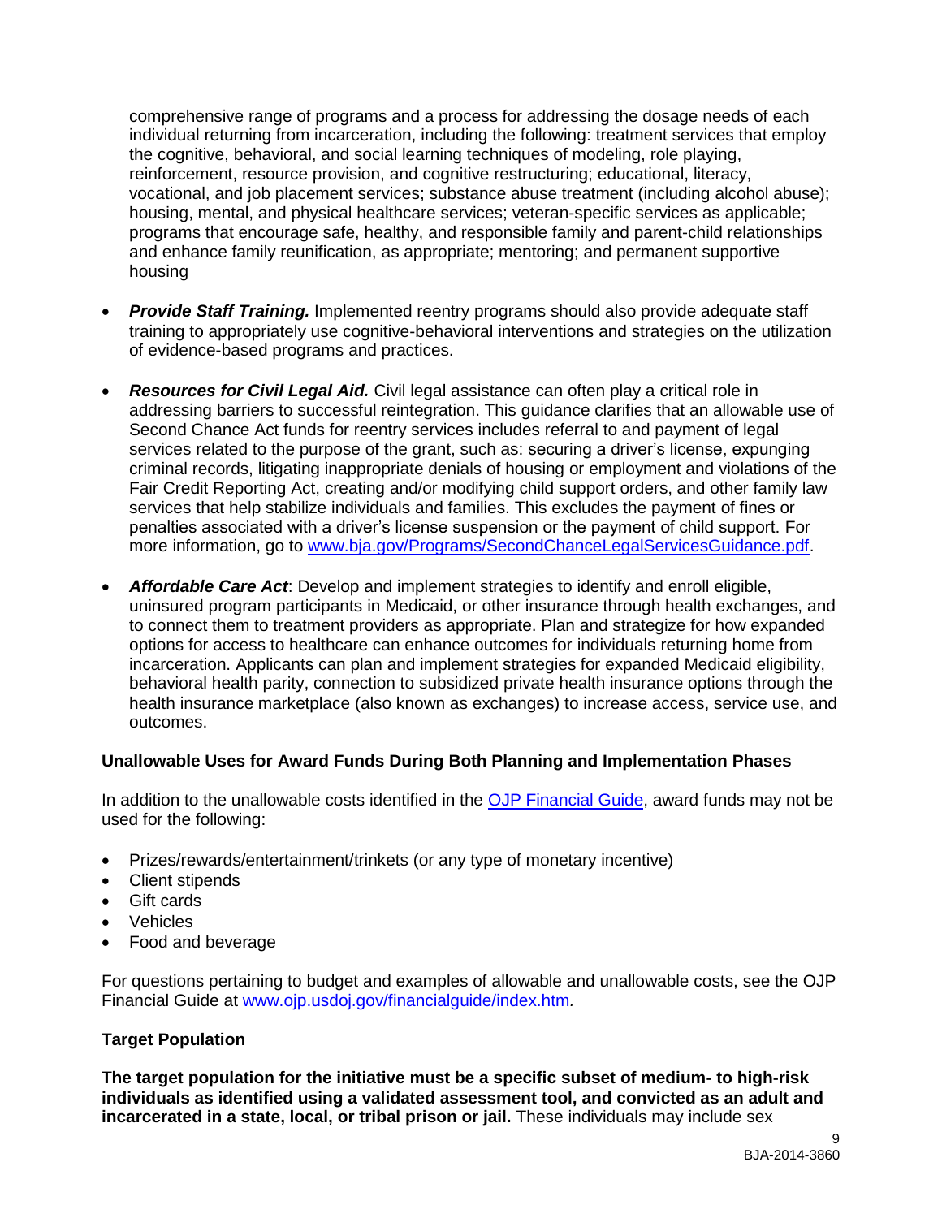comprehensive range of programs and a process for addressing the dosage needs of each individual returning from incarceration, including the following: treatment services that employ the cognitive, behavioral, and social learning techniques of modeling, role playing, reinforcement, resource provision, and cognitive restructuring; educational, literacy, vocational, and job placement services; substance abuse treatment (including alcohol abuse); housing, mental, and physical healthcare services; veteran-specific services as applicable; programs that encourage safe, healthy, and responsible family and parent-child relationships and enhance family reunification, as appropriate; mentoring; and permanent supportive housing

- ***Provide Staff Training.*** Implemented reentry programs should also provide adequate staff training to appropriately use cognitive-behavioral interventions and strategies on the utilization of evidence-based programs and practices.
- ***Resources for Civil Legal Aid.*** Civil legal assistance can often play a critical role in addressing barriers to successful reintegration. This guidance clarifies that an allowable use of Second Chance Act funds for reentry services includes referral to and payment of legal services related to the purpose of the grant, such as: securing a driver's license, expunging criminal records, litigating inappropriate denials of housing or employment and violations of the Fair Credit Reporting Act, creating and/or modifying child support orders, and other family law services that help stabilize individuals and families. This excludes the payment of fines or penalties associated with a driver's license suspension or the payment of child support. For more information, go to [www.bja.gov/Programs/SecondChanceLegalServicesGuidance.pdf](www.bja.gov/Programs/SecondChanceLegalServicesGuidance.pdf).
- ***Affordable Care Act***: Develop and implement strategies to identify and enroll eligible, uninsured program participants in Medicaid, or other insurance through health exchanges, and to connect them to treatment providers as appropriate. Plan and strategize for how expanded options for access to healthcare can enhance outcomes for individuals returning home from incarceration. Applicants can plan and implement strategies for expanded Medicaid eligibility, behavioral health parity, connection to subsidized private health insurance options through the health insurance marketplace (also known as exchanges) to increase access, service use, and outcomes.

**Unallowable Uses for Award Funds During Both Planning and Implementation Phases**

In addition to the unallowable costs identified in the OJP Financial Guide, award funds may not be used for the following:

- Prizes/rewards/entertainment/trinkets (or any type of monetary incentive)
- Client stipends
- Gift cards
- Vehicles
- Food and beverage

For questions pertaining to budget and examples of allowable and unallowable costs, see the OJP Financial Guide at [www.ojp.usdoj.gov/financialguide/index.htm](www.ojp.usdoj.gov/financialguide/index.htm).

**Target Population**

**The target population for the initiative must be a specific subset of medium- to high-risk individuals as identified using a validated assessment tool, and convicted as an adult and incarcerated in a state, local, or tribal prison or jail.** These individuals may include sex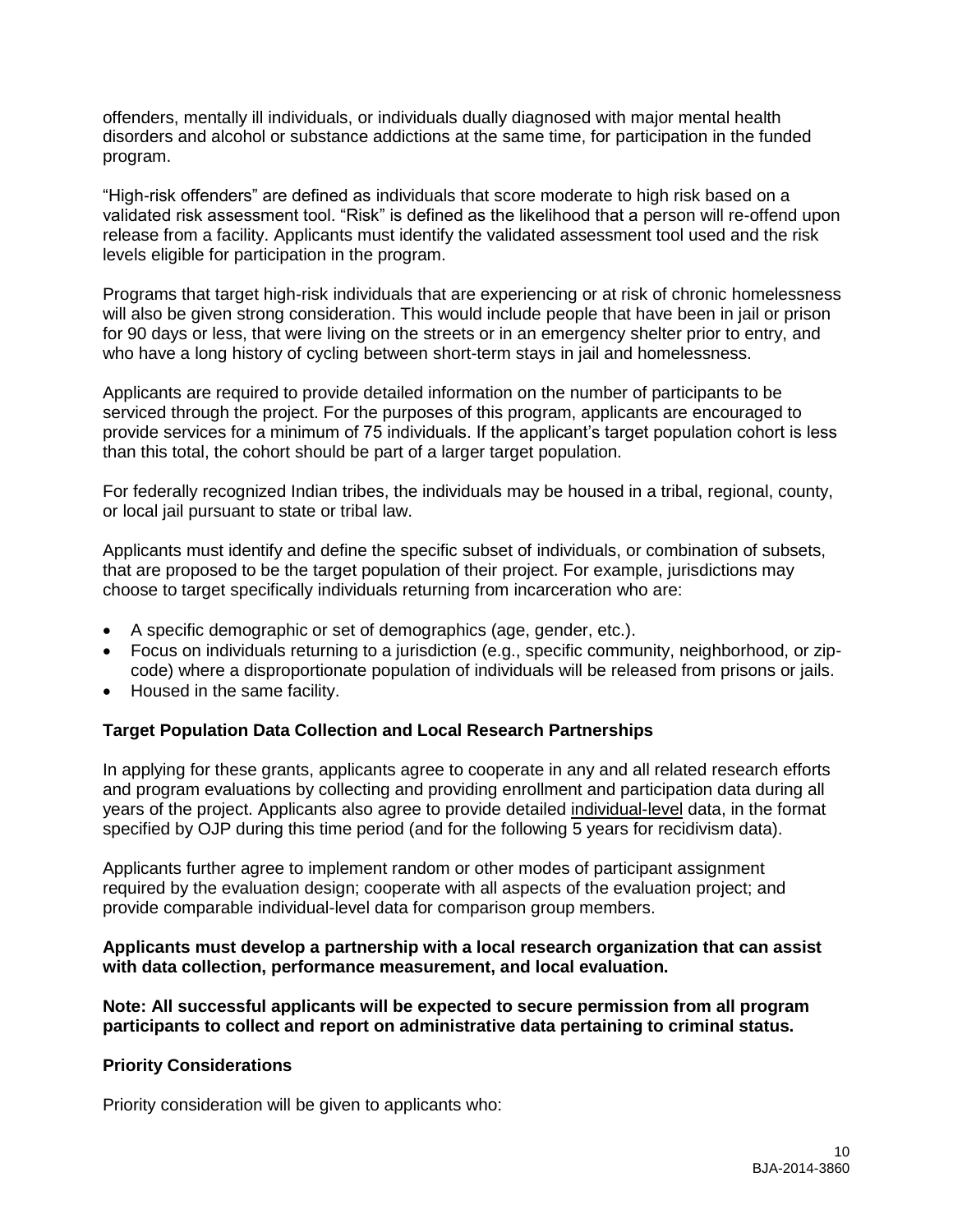offenders, mentally ill individuals, or individuals dually diagnosed with major mental health disorders and alcohol or substance addictions at the same time, for participation in the funded program.

“High-risk offenders” are defined as individuals that score moderate to high risk based on a validated risk assessment tool. “Risk” is defined as the likelihood that a person will re-offend upon release from a facility. Applicants must identify the validated assessment tool used and the risk levels eligible for participation in the program.

Programs that target high-risk individuals that are experiencing or at risk of chronic homelessness will also be given strong consideration. This would include people that have been in jail or prison for 90 days or less, that were living on the streets or in an emergency shelter prior to entry, and who have a long history of cycling between short-term stays in jail and homelessness.

Applicants are required to provide detailed information on the number of participants to be serviced through the project. For the purposes of this program, applicants are encouraged to provide services for a minimum of 75 individuals. If the applicant’s target population cohort is less than this total, the cohort should be part of a larger target population.

For federally recognized Indian tribes, the individuals may be housed in a tribal, regional, county, or local jail pursuant to state or tribal law.

Applicants must identify and define the specific subset of individuals, or combination of subsets, that are proposed to be the target population of their project. For example, jurisdictions may choose to target specifically individuals returning from incarceration who are:

- A specific demographic or set of demographics (age, gender, etc.).
- Focus on individuals returning to a jurisdiction (e.g., specific community, neighborhood, or zip-code) where a disproportionate population of individuals will be released from prisons or jails.
- Housed in the same facility.

**Target Population Data Collection and Local Research Partnerships**

In applying for these grants, applicants agree to cooperate in any and all related research efforts and program evaluations by collecting and providing enrollment and participation data during all years of the project. Applicants also agree to provide detailed individual-level data, in the format specified by OJP during this time period (and for the following 5 years for recidivism data).

Applicants further agree to implement random or other modes of participant assignment required by the evaluation design; cooperate with all aspects of the evaluation project; and provide comparable individual-level data for comparison group members.

**Applicants must develop a partnership with a local research organization that can assist with data collection, performance measurement, and local evaluation.**

**Note: All successful applicants will be expected to secure permission from all program participants to collect and report on administrative data pertaining to criminal status.**

**Priority Considerations**

Priority consideration will be given to applicants who: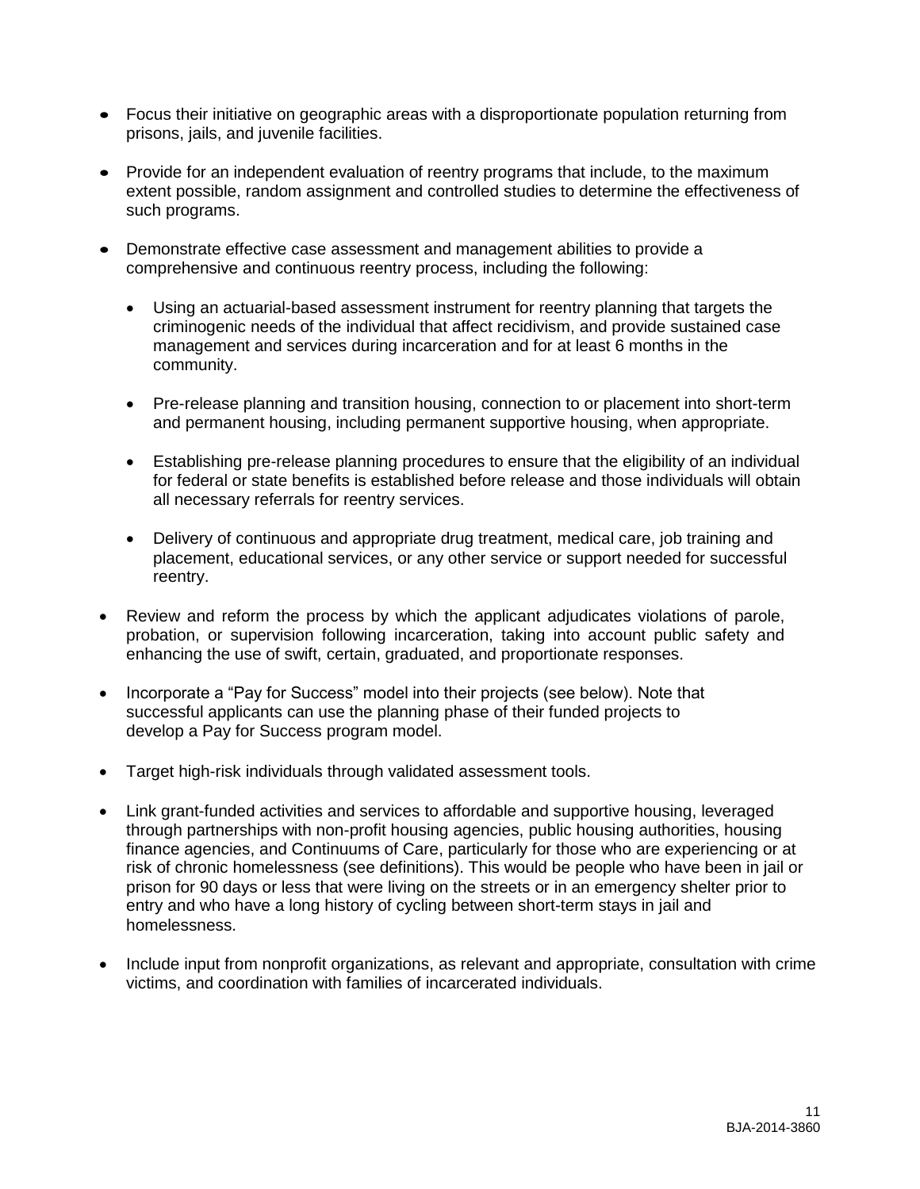- Focus their initiative on geographic areas with a disproportionate population returning from prisons, jails, and juvenile facilities.
- Provide for an independent evaluation of reentry programs that include, to the maximum extent possible, random assignment and controlled studies to determine the effectiveness of such programs.
- Demonstrate effective case assessment and management abilities to provide a comprehensive and continuous reentry process, including the following:
    - Using an actuarial-based assessment instrument for reentry planning that targets the criminogenic needs of the individual that affect recidivism, and provide sustained case management and services during incarceration and for at least 6 months in the community.
    - Pre-release planning and transition housing, connection to or placement into short-term and permanent housing, including permanent supportive housing, when appropriate.
    - Establishing pre-release planning procedures to ensure that the eligibility of an individual for federal or state benefits is established before release and those individuals will obtain all necessary referrals for reentry services.
    - Delivery of continuous and appropriate drug treatment, medical care, job training and placement, educational services, or any other service or support needed for successful reentry.
- Review and reform the process by which the applicant adjudicates violations of parole, probation, or supervision following incarceration, taking into account public safety and enhancing the use of swift, certain, graduated, and proportionate responses.
- Incorporate a "Pay for Success" model into their projects (see below). Note that successful applicants can use the planning phase of their funded projects to develop a Pay for Success program model.
- Target high-risk individuals through validated assessment tools.
- Link grant-funded activities and services to affordable and supportive housing, leveraged through partnerships with non-profit housing agencies, public housing authorities, housing finance agencies, and Continuums of Care, particularly for those who are experiencing or at risk of chronic homelessness (see definitions). This would be people who have been in jail or prison for 90 days or less that were living on the streets or in an emergency shelter prior to entry and who have a long history of cycling between short-term stays in jail and homelessness.
- Include input from nonprofit organizations, as relevant and appropriate, consultation with crime victims, and coordination with families of incarcerated individuals.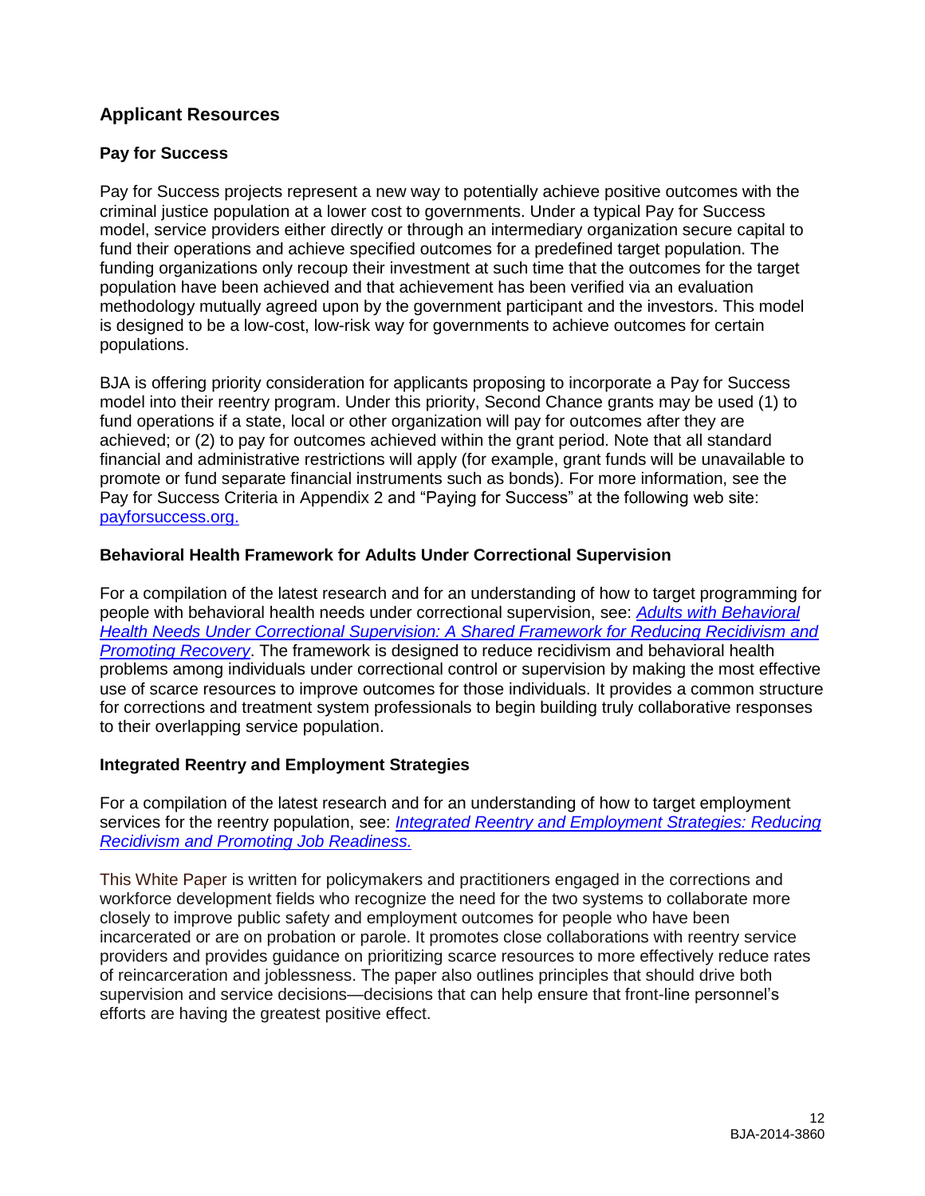## Applicant Resources

### Pay for Success

Pay for Success projects represent a new way to potentially achieve positive outcomes with the criminal justice population at a lower cost to governments. Under a typical Pay for Success model, service providers either directly or through an intermediary organization secure capital to fund their operations and achieve specified outcomes for a predefined target population. The funding organizations only recoup their investment at such time that the outcomes for the target population have been achieved and that achievement has been verified via an evaluation methodology mutually agreed upon by the government participant and the investors. This model is designed to be a low-cost, low-risk way for governments to achieve outcomes for certain populations.

BJA is offering priority consideration for applicants proposing to incorporate a Pay for Success model into their reentry program. Under this priority, Second Chance grants may be used (1) to fund operations if a state, local or other organization will pay for outcomes after they are achieved; or (2) to pay for outcomes achieved within the grant period. Note that all standard financial and administrative restrictions will apply (for example, grant funds will be unavailable to promote or fund separate financial instruments such as bonds). For more information, see the Pay for Success Criteria in Appendix 2 and "Paying for Success" at the following web site: payforsuccess.org.

### Behavioral Health Framework for Adults Under Correctional Supervision

For a compilation of the latest research and for an understanding of how to target programming for people with behavioral health needs under correctional supervision, see: *Adults with Behavioral Health Needs Under Correctional Supervision: A Shared Framework for Reducing Recidivism and Promoting Recovery*. The framework is designed to reduce recidivism and behavioral health problems among individuals under correctional control or supervision by making the most effective use of scarce resources to improve outcomes for those individuals. It provides a common structure for corrections and treatment system professionals to begin building truly collaborative responses to their overlapping service population.

### Integrated Reentry and Employment Strategies

For a compilation of the latest research and for an understanding of how to target employment services for the reentry population, see: *Integrated Reentry and Employment Strategies: Reducing Recidivism and Promoting Job Readiness.*

This White Paper is written for policymakers and practitioners engaged in the corrections and workforce development fields who recognize the need for the two systems to collaborate more closely to improve public safety and employment outcomes for people who have been incarcerated or are on probation or parole. It promotes close collaborations with reentry service providers and provides guidance on prioritizing scarce resources to more effectively reduce rates of reincarceration and joblessness. The paper also outlines principles that should drive both supervision and service decisions—decisions that can help ensure that front-line personnel's efforts are having the greatest positive effect.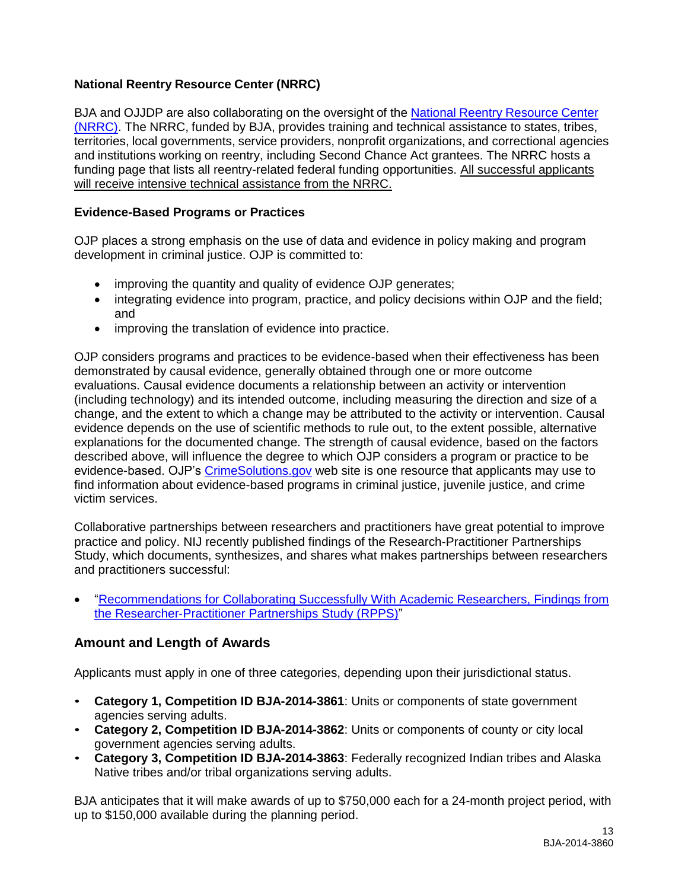**National Reentry Resource Center (NRRC)**

BJA and OJJDP are also collaborating on the oversight of the National Reentry Resource Center (NRRC). The NRRC, funded by BJA, provides training and technical assistance to states, tribes, territories, local governments, service providers, nonprofit organizations, and correctional agencies and institutions working on reentry, including Second Chance Act grantees. The NRRC hosts a funding page that lists all reentry-related federal funding opportunities. All successful applicants will receive intensive technical assistance from the NRRC.

**Evidence-Based Programs or Practices**

OJP places a strong emphasis on the use of data and evidence in policy making and program development in criminal justice. OJP is committed to:

- improving the quantity and quality of evidence OJP generates;
- integrating evidence into program, practice, and policy decisions within OJP and the field; and
- improving the translation of evidence into practice.

OJP considers programs and practices to be evidence-based when their effectiveness has been demonstrated by causal evidence, generally obtained through one or more outcome evaluations. Causal evidence documents a relationship between an activity or intervention (including technology) and its intended outcome, including measuring the direction and size of a change, and the extent to which a change may be attributed to the activity or intervention. Causal evidence depends on the use of scientific methods to rule out, to the extent possible, alternative explanations for the documented change. The strength of causal evidence, based on the factors described above, will influence the degree to which OJP considers a program or practice to be evidence-based. OJP's CrimeSolutions.gov web site is one resource that applicants may use to find information about evidence-based programs in criminal justice, juvenile justice, and crime victim services.

Collaborative partnerships between researchers and practitioners have great potential to improve practice and policy. NIJ recently published findings of the Research-Practitioner Partnerships Study, which documents, synthesizes, and shares what makes partnerships between researchers and practitioners successful:

- "Recommendations for Collaborating Successfully With Academic Researchers, Findings from the Researcher-Practitioner Partnerships Study (RPPS)"

## Amount and Length of Awards

Applicants must apply in one of three categories, depending upon their jurisdictional status.

- **Category 1, Competition ID BJA-2014-3861**: Units or components of state government agencies serving adults.
- **Category 2, Competition ID BJA-2014-3862**: Units or components of county or city local government agencies serving adults.
- **Category 3, Competition ID BJA-2014-3863**: Federally recognized Indian tribes and Alaska Native tribes and/or tribal organizations serving adults.

BJA anticipates that it will make awards of up to $750,000 each for a 24-month project period, with up to $150,000 available during the planning period.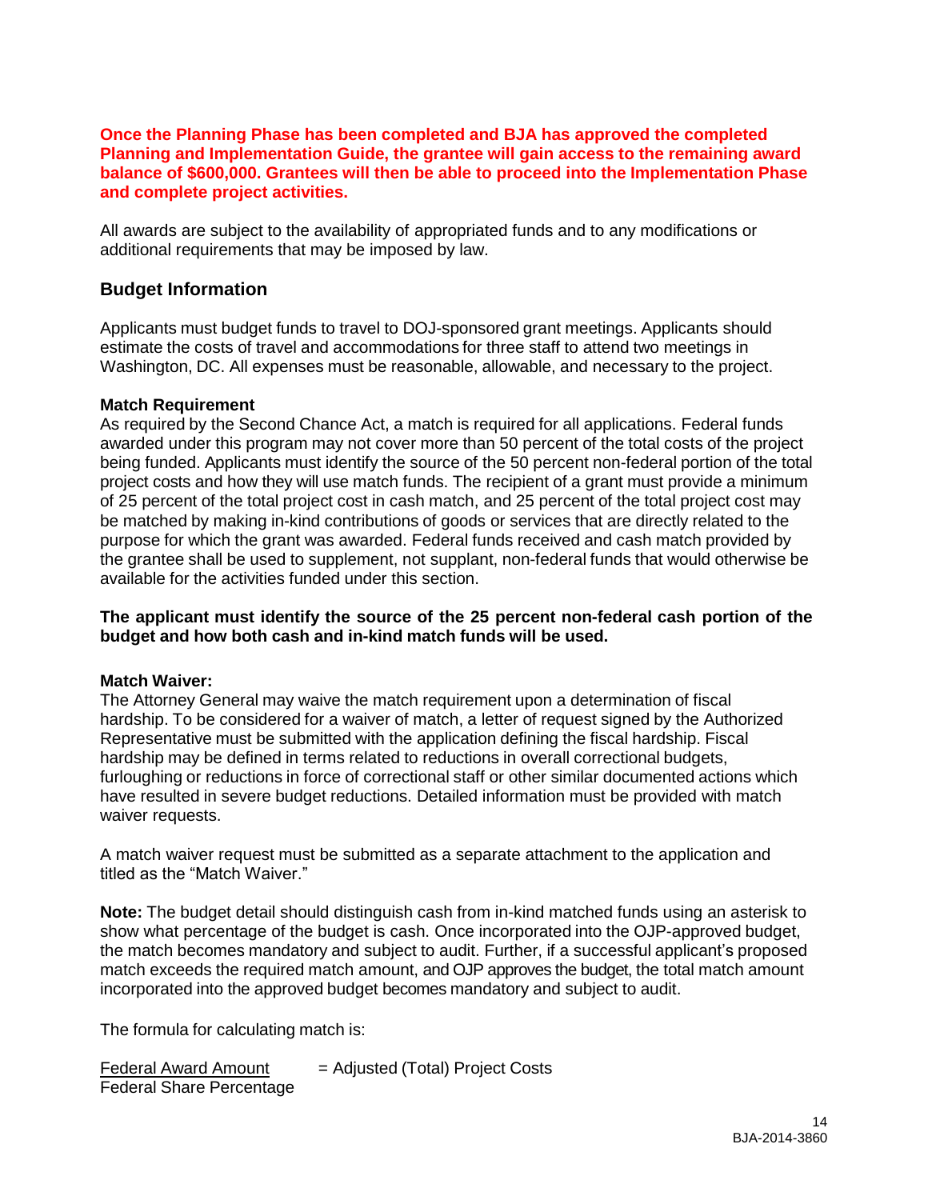**Once the Planning Phase has been completed and BJA has approved the completed Planning and Implementation Guide, the grantee will gain access to the remaining award balance of $600,000. Grantees will then be able to proceed into the Implementation Phase and complete project activities.**

All awards are subject to the availability of appropriated funds and to any modifications or additional requirements that may be imposed by law.

## Budget Information

Applicants must budget funds to travel to DOJ-sponsored grant meetings. Applicants should estimate the costs of travel and accommodations for three staff to attend two meetings in Washington, DC. All expenses must be reasonable, allowable, and necessary to the project.

**Match Requirement**

As required by the Second Chance Act, a match is required for all applications. Federal funds awarded under this program may not cover more than 50 percent of the total costs of the project being funded. Applicants must identify the source of the 50 percent non-federal portion of the total project costs and how they will use match funds. The recipient of a grant must provide a minimum of 25 percent of the total project cost in cash match, and 25 percent of the total project cost may be matched by making in-kind contributions of goods or services that are directly related to the purpose for which the grant was awarded. Federal funds received and cash match provided by the grantee shall be used to supplement, not supplant, non-federal funds that would otherwise be available for the activities funded under this section.

**The applicant must identify the source of the 25 percent non-federal cash portion of the budget and how both cash and in-kind match funds will be used.**

**Match Waiver:**

The Attorney General may waive the match requirement upon a determination of fiscal hardship. To be considered for a waiver of match, a letter of request signed by the Authorized Representative must be submitted with the application defining the fiscal hardship. Fiscal hardship may be defined in terms related to reductions in overall correctional budgets, furloughing or reductions in force of correctional staff or other similar documented actions which have resulted in severe budget reductions. Detailed information must be provided with match waiver requests.

A match waiver request must be submitted as a separate attachment to the application and titled as the "Match Waiver."

**Note:** The budget detail should distinguish cash from in-kind matched funds using an asterisk to show what percentage of the budget is cash. Once incorporated into the OJP-approved budget, the match becomes mandatory and subject to audit. Further, if a successful applicant's proposed match exceeds the required match amount, and OJP approves the budget, the total match amount incorporated into the approved budget becomes mandatory and subject to audit.

The formula for calculating match is:

$$\frac{\text{Federal Award Amount}}{\text{Federal Share Percentage}} = \text{Adjusted (Total) Project Costs}$$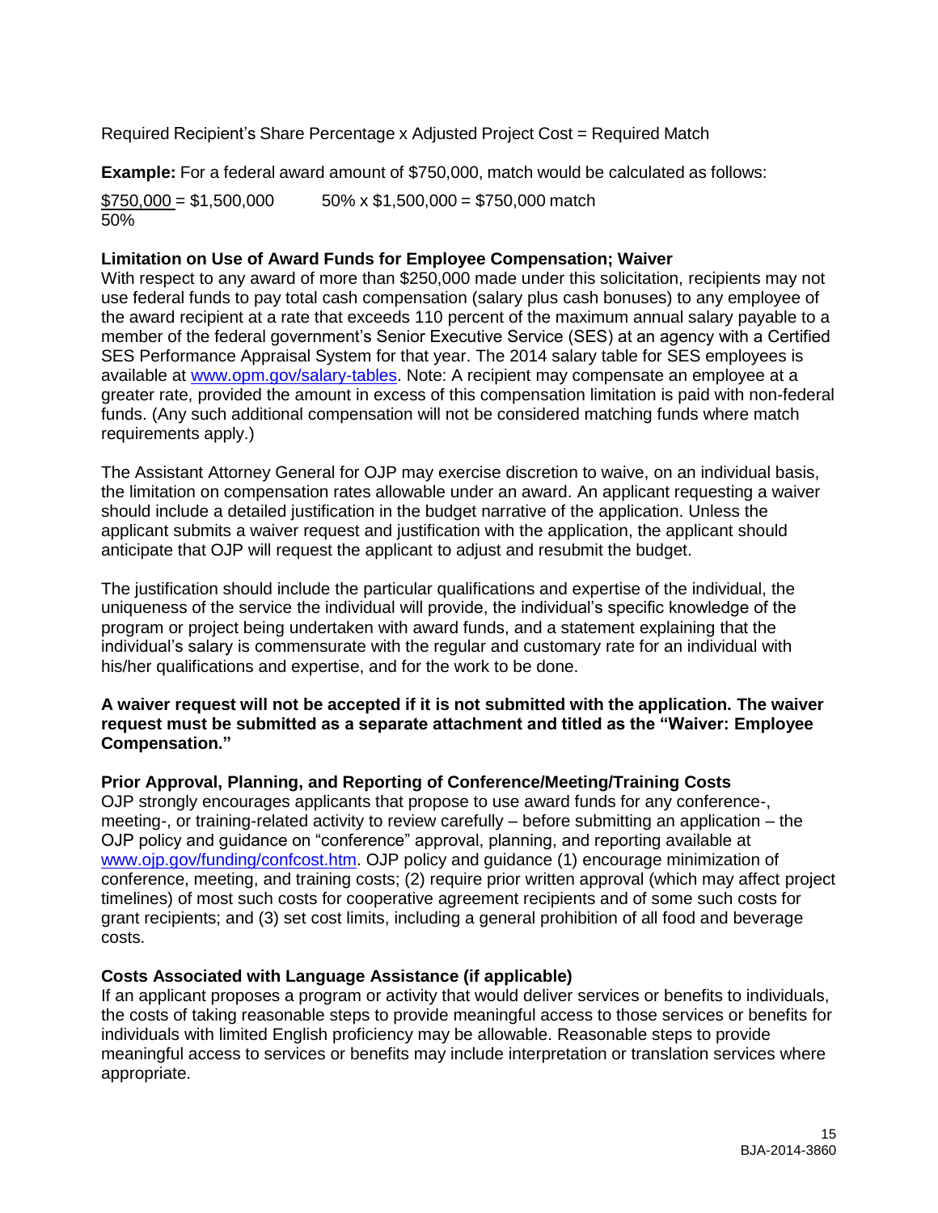Required Recipient's Share Percentage x Adjusted Project Cost = Required Match

**Example:** For a federal award amount of $750,000, match would be calculated as follows:

$\frac{\$750,000}{50\%} = \$1,500,000$ 50% x $1,500,000 = $750,000 match

**Limitation on Use of Award Funds for Employee Compensation; Waiver**

With respect to any award of more than $250,000 made under this solicitation, recipients may not use federal funds to pay total cash compensation (salary plus cash bonuses) to any employee of the award recipient at a rate that exceeds 110 percent of the maximum annual salary payable to a member of the federal government's Senior Executive Service (SES) at an agency with a Certified SES Performance Appraisal System for that year. The 2014 salary table for SES employees is available at [www.opm.gov/salary-tables](http://www.opm.gov/salary-tables). Note: A recipient may compensate an employee at a greater rate, provided the amount in excess of this compensation limitation is paid with non-federal funds. (Any such additional compensation will not be considered matching funds where match requirements apply.)

The Assistant Attorney General for OJP may exercise discretion to waive, on an individual basis, the limitation on compensation rates allowable under an award. An applicant requesting a waiver should include a detailed justification in the budget narrative of the application. Unless the applicant submits a waiver request and justification with the application, the applicant should anticipate that OJP will request the applicant to adjust and resubmit the budget.

The justification should include the particular qualifications and expertise of the individual, the uniqueness of the service the individual will provide, the individual's specific knowledge of the program or project being undertaken with award funds, and a statement explaining that the individual's salary is commensurate with the regular and customary rate for an individual with his/her qualifications and expertise, and for the work to be done.

**A waiver request will not be accepted if it is not submitted with the application. The waiver request must be submitted as a separate attachment and titled as the "Waiver: Employee Compensation."**

**Prior Approval, Planning, and Reporting of Conference/Meeting/Training Costs**

OJP strongly encourages applicants that propose to use award funds for any conference-, meeting-, or training-related activity to review carefully – before submitting an application – the OJP policy and guidance on "conference" approval, planning, and reporting available at [www.ojp.gov/funding/confcost.htm](http://www.ojp.gov/funding/confcost.htm). OJP policy and guidance (1) encourage minimization of conference, meeting, and training costs; (2) require prior written approval (which may affect project timelines) of most such costs for cooperative agreement recipients and of some such costs for grant recipients; and (3) set cost limits, including a general prohibition of all food and beverage costs.

**Costs Associated with Language Assistance (if applicable)**

If an applicant proposes a program or activity that would deliver services or benefits to individuals, the costs of taking reasonable steps to provide meaningful access to those services or benefits for individuals with limited English proficiency may be allowable. Reasonable steps to provide meaningful access to services or benefits may include interpretation or translation services where appropriate.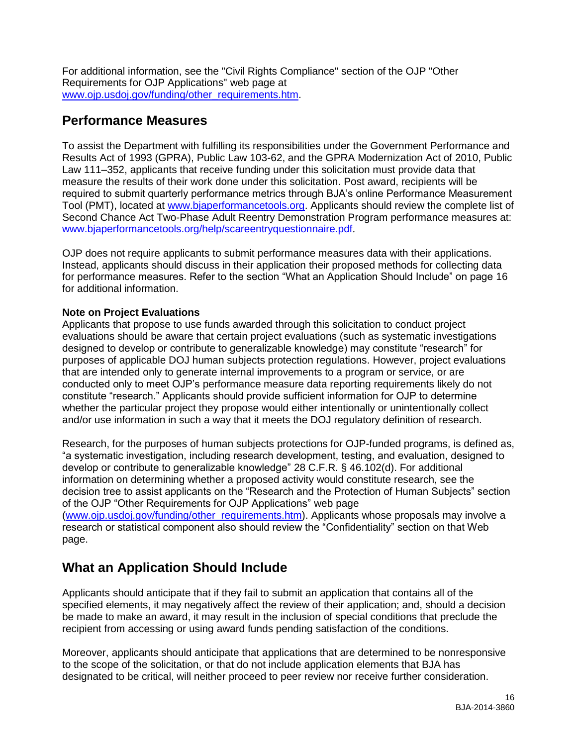For additional information, see the "Civil Rights Compliance" section of the OJP "Other Requirements for OJP Applications" web page at [www.ojp.usdoj.gov/funding/other_requirements.htm](www.ojp.usdoj.gov/funding/other_requirements.htm).

## Performance Measures

To assist the Department with fulfilling its responsibilities under the Government Performance and Results Act of 1993 (GPRA), Public Law 103-62, and the GPRA Modernization Act of 2010, Public Law 111–352, applicants that receive funding under this solicitation must provide data that measure the results of their work done under this solicitation. Post award, recipients will be required to submit quarterly performance metrics through BJA's online Performance Measurement Tool (PMT), located at [www.bjaperformancetools.org](www.bjaperformancetools.org). Applicants should review the complete list of Second Chance Act Two-Phase Adult Reentry Demonstration Program performance measures at: [www.bjaperformancetools.org/help/scareentryquestionnaire.pdf](www.bjaperformancetools.org/help/scareentryquestionnaire.pdf).

OJP does not require applicants to submit performance measures data with their applications. Instead, applicants should discuss in their application their proposed methods for collecting data for performance measures. Refer to the section "What an Application Should Include" on page 16 for additional information.

**Note on Project Evaluations**
Applicants that propose to use funds awarded through this solicitation to conduct project evaluations should be aware that certain project evaluations (such as systematic investigations designed to develop or contribute to generalizable knowledge) may constitute "research" for purposes of applicable DOJ human subjects protection regulations. However, project evaluations that are intended only to generate internal improvements to a program or service, or are conducted only to meet OJP's performance measure data reporting requirements likely do not constitute "research." Applicants should provide sufficient information for OJP to determine whether the particular project they propose would either intentionally or unintentionally collect and/or use information in such a way that it meets the DOJ regulatory definition of research.

Research, for the purposes of human subjects protections for OJP-funded programs, is defined as, "a systematic investigation, including research development, testing, and evaluation, designed to develop or contribute to generalizable knowledge" 28 C.F.R. § 46.102(d). For additional information on determining whether a proposed activity would constitute research, see the decision tree to assist applicants on the "Research and the Protection of Human Subjects" section of the OJP "Other Requirements for OJP Applications" web page ([www.ojp.usdoj.gov/funding/other_requirements.htm](www.ojp.usdoj.gov/funding/other_requirements.htm)). Applicants whose proposals may involve a research or statistical component also should review the "Confidentiality" section on that Web page.

## What an Application Should Include

Applicants should anticipate that if they fail to submit an application that contains all of the specified elements, it may negatively affect the review of their application; and, should a decision be made to make an award, it may result in the inclusion of special conditions that preclude the recipient from accessing or using award funds pending satisfaction of the conditions.

Moreover, applicants should anticipate that applications that are determined to be nonresponsive to the scope of the solicitation, or that do not include application elements that BJA has designated to be critical, will neither proceed to peer review nor receive further consideration.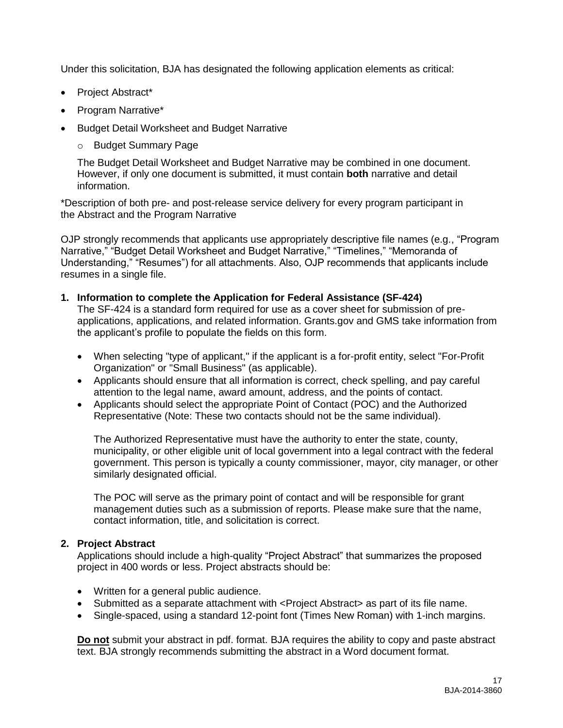Under this solicitation, BJA has designated the following application elements as critical:

- Project Abstract*
- Program Narrative*
- Budget Detail Worksheet and Budget Narrative
  - Budget Summary Page

  The Budget Detail Worksheet and Budget Narrative may be combined in one document. However, if only one document is submitted, it must contain **both** narrative and detail information.

*Description of both pre- and post-release service delivery for every program participant in the Abstract and the Program Narrative

OJP strongly recommends that applicants use appropriately descriptive file names (e.g., "Program Narrative," "Budget Detail Worksheet and Budget Narrative," "Timelines," "Memoranda of Understanding," "Resumes") for all attachments. Also, OJP recommends that applicants include resumes in a single file.

**1. Information to complete the Application for Federal Assistance (SF-424)**

The SF-424 is a standard form required for use as a cover sheet for submission of pre-applications, applications, and related information. Grants.gov and GMS take information from the applicant's profile to populate the fields on this form.

- When selecting "type of applicant," if the applicant is a for-profit entity, select "For-Profit Organization" or "Small Business" (as applicable).
- Applicants should ensure that all information is correct, check spelling, and pay careful attention to the legal name, award amount, address, and the points of contact.
- Applicants should select the appropriate Point of Contact (POC) and the Authorized Representative (Note: These two contacts should not be the same individual).

  The Authorized Representative must have the authority to enter the state, county, municipality, or other eligible unit of local government into a legal contract with the federal government. This person is typically a county commissioner, mayor, city manager, or other similarly designated official.

  The POC will serve as the primary point of contact and will be responsible for grant management duties such as a submission of reports. Please make sure that the name, contact information, title, and solicitation is correct.

**2. Project Abstract**

Applications should include a high-quality "Project Abstract" that summarizes the proposed project in 400 words or less. Project abstracts should be:

- Written for a general public audience.
- Submitted as a separate attachment with <Project Abstract> as part of its file name.
- Single-spaced, using a standard 12-point font (Times New Roman) with 1-inch margins.

**<u>Do not</u>** submit your abstract in pdf. format. BJA requires the ability to copy and paste abstract text. BJA strongly recommends submitting the abstract in a Word document format.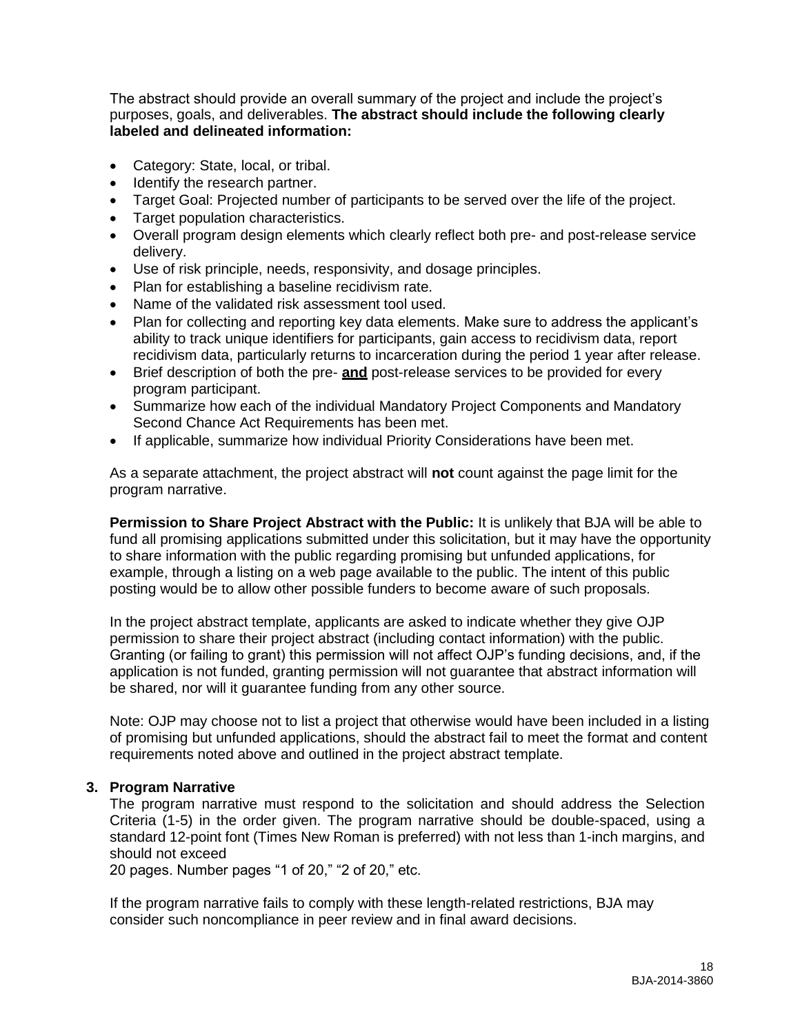The abstract should provide an overall summary of the project and include the project's purposes, goals, and deliverables. **The abstract should include the following clearly labeled and delineated information:**

- Category: State, local, or tribal.
- Identify the research partner.
- Target Goal: Projected number of participants to be served over the life of the project.
- Target population characteristics.
- Overall program design elements which clearly reflect both pre- and post-release service delivery.
- Use of risk principle, needs, responsivity, and dosage principles.
- Plan for establishing a baseline recidivism rate.
- Name of the validated risk assessment tool used.
- Plan for collecting and reporting key data elements. Make sure to address the applicant's ability to track unique identifiers for participants, gain access to recidivism data, report recidivism data, particularly returns to incarceration during the period 1 year after release.
- Brief description of both the pre- **and** post-release services to be provided for every program participant.
- Summarize how each of the individual Mandatory Project Components and Mandatory Second Chance Act Requirements has been met.
- If applicable, summarize how individual Priority Considerations have been met.

As a separate attachment, the project abstract will **not** count against the page limit for the program narrative.

**Permission to Share Project Abstract with the Public:** It is unlikely that BJA will be able to fund all promising applications submitted under this solicitation, but it may have the opportunity to share information with the public regarding promising but unfunded applications, for example, through a listing on a web page available to the public. The intent of this public posting would be to allow other possible funders to become aware of such proposals.

In the project abstract template, applicants are asked to indicate whether they give OJP permission to share their project abstract (including contact information) with the public. Granting (or failing to grant) this permission will not affect OJP's funding decisions, and, if the application is not funded, granting permission will not guarantee that abstract information will be shared, nor will it guarantee funding from any other source.

Note: OJP may choose not to list a project that otherwise would have been included in a listing of promising but unfunded applications, should the abstract fail to meet the format and content requirements noted above and outlined in the project abstract template.

### 3. Program Narrative

The program narrative must respond to the solicitation and should address the Selection Criteria (1-5) in the order given. The program narrative should be double-spaced, using a standard 12-point font (Times New Roman is preferred) with not less than 1-inch margins, and should not exceed 20 pages. Number pages "1 of 20," "2 of 20," etc.

If the program narrative fails to comply with these length-related restrictions, BJA may consider such noncompliance in peer review and in final award decisions.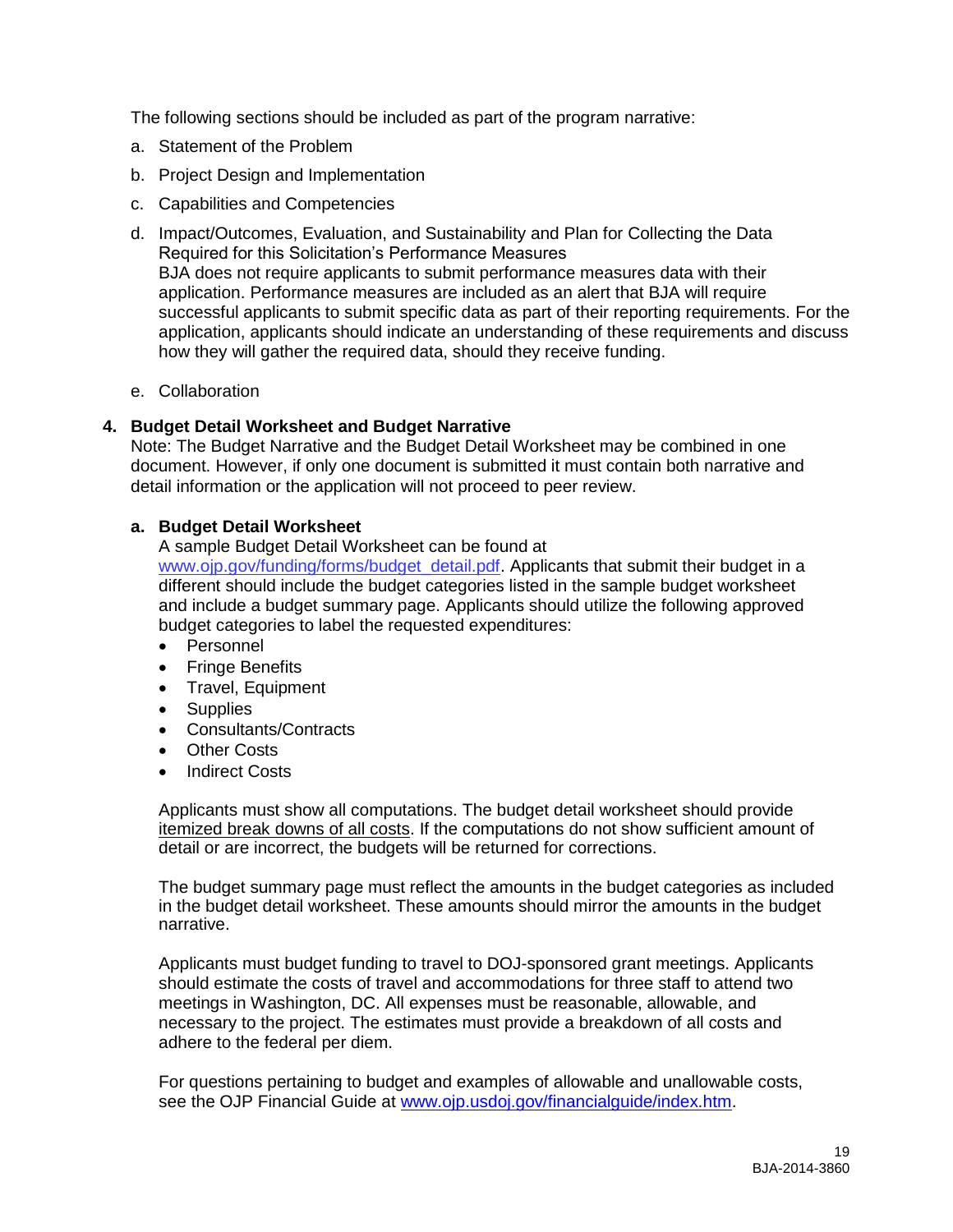The following sections should be included as part of the program narrative:

a. Statement of the Problem
b. Project Design and Implementation
c. Capabilities and Competencies
d. Impact/Outcomes, Evaluation, and Sustainability and Plan for Collecting the Data Required for this Solicitation's Performance Measures
   BJA does not require applicants to submit performance measures data with their application. Performance measures are included as an alert that BJA will require successful applicants to submit specific data as part of their reporting requirements. For the application, applicants should indicate an understanding of these requirements and discuss how they will gather the required data, should they receive funding.
e. Collaboration

**4. Budget Detail Worksheet and Budget Narrative**

Note: The Budget Narrative and the Budget Detail Worksheet may be combined in one document. However, if only one document is submitted it must contain both narrative and detail information or the application will not proceed to peer review.

**a. Budget Detail Worksheet**

A sample Budget Detail Worksheet can be found at www.ojp.gov/funding/forms/budget_detail.pdf. Applicants that submit their budget in a different should include the budget categories listed in the sample budget worksheet and include a budget summary page. Applicants should utilize the following approved budget categories to label the requested expenditures:

- Personnel
- Fringe Benefits
- Travel, Equipment
- Supplies
- Consultants/Contracts
- Other Costs
- Indirect Costs

Applicants must show all computations. The budget detail worksheet should provide itemized break downs of all costs. If the computations do not show sufficient amount of detail or are incorrect, the budgets will be returned for corrections.

The budget summary page must reflect the amounts in the budget categories as included in the budget detail worksheet. These amounts should mirror the amounts in the budget narrative.

Applicants must budget funding to travel to DOJ-sponsored grant meetings. Applicants should estimate the costs of travel and accommodations for three staff to attend two meetings in Washington, DC. All expenses must be reasonable, allowable, and necessary to the project. The estimates must provide a breakdown of all costs and adhere to the federal per diem.

For questions pertaining to budget and examples of allowable and unallowable costs, see the OJP Financial Guide at www.ojp.usdoj.gov/financialguide/index.htm.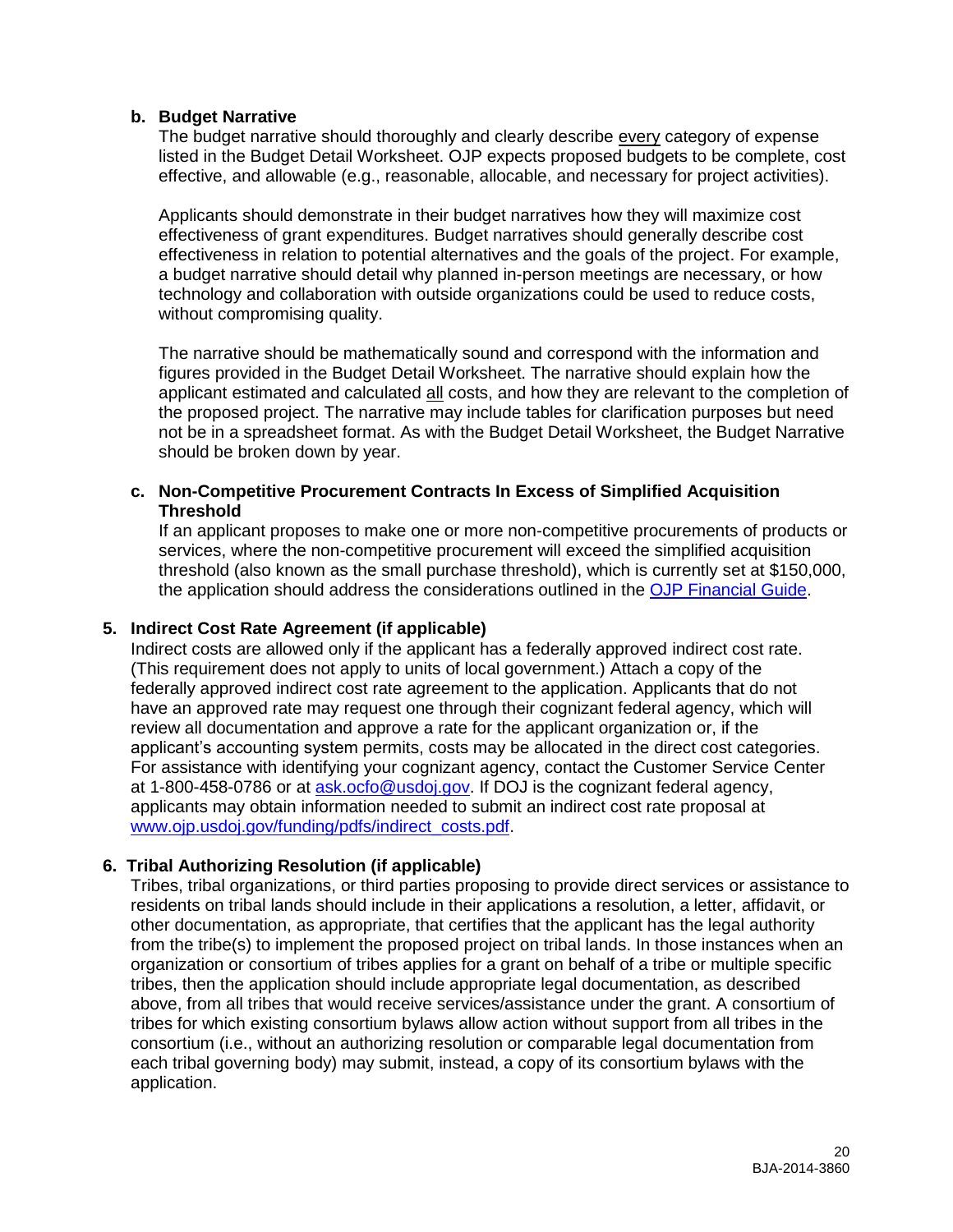**b. Budget Narrative**

The budget narrative should thoroughly and clearly describe every category of expense listed in the Budget Detail Worksheet. OJP expects proposed budgets to be complete, cost effective, and allowable (e.g., reasonable, allocable, and necessary for project activities).

Applicants should demonstrate in their budget narratives how they will maximize cost effectiveness of grant expenditures. Budget narratives should generally describe cost effectiveness in relation to potential alternatives and the goals of the project. For example, a budget narrative should detail why planned in-person meetings are necessary, or how technology and collaboration with outside organizations could be used to reduce costs, without compromising quality.

The narrative should be mathematically sound and correspond with the information and figures provided in the Budget Detail Worksheet. The narrative should explain how the applicant estimated and calculated all costs, and how they are relevant to the completion of the proposed project. The narrative may include tables for clarification purposes but need not be in a spreadsheet format. As with the Budget Detail Worksheet, the Budget Narrative should be broken down by year.

**c. Non-Competitive Procurement Contracts In Excess of Simplified Acquisition Threshold**

If an applicant proposes to make one or more non-competitive procurements of products or services, where the non-competitive procurement will exceed the simplified acquisition threshold (also known as the small purchase threshold), which is currently set at $150,000, the application should address the considerations outlined in the OJP Financial Guide.

**5. Indirect Cost Rate Agreement (if applicable)**

Indirect costs are allowed only if the applicant has a federally approved indirect cost rate. (This requirement does not apply to units of local government.) Attach a copy of the federally approved indirect cost rate agreement to the application. Applicants that do not have an approved rate may request one through their cognizant federal agency, which will review all documentation and approve a rate for the applicant organization or, if the applicant's accounting system permits, costs may be allocated in the direct cost categories. For assistance with identifying your cognizant agency, contact the Customer Service Center at 1-800-458-0786 or at ask.ocfo@usdoj.gov. If DOJ is the cognizant federal agency, applicants may obtain information needed to submit an indirect cost rate proposal at www.ojp.usdoj.gov/funding/pdfs/indirect_costs.pdf.

**6. Tribal Authorizing Resolution (if applicable)**

Tribes, tribal organizations, or third parties proposing to provide direct services or assistance to residents on tribal lands should include in their applications a resolution, a letter, affidavit, or other documentation, as appropriate, that certifies that the applicant has the legal authority from the tribe(s) to implement the proposed project on tribal lands. In those instances when an organization or consortium of tribes applies for a grant on behalf of a tribe or multiple specific tribes, then the application should include appropriate legal documentation, as described above, from all tribes that would receive services/assistance under the grant. A consortium of tribes for which existing consortium bylaws allow action without support from all tribes in the consortium (i.e., without an authorizing resolution or comparable legal documentation from each tribal governing body) may submit, instead, a copy of its consortium bylaws with the application.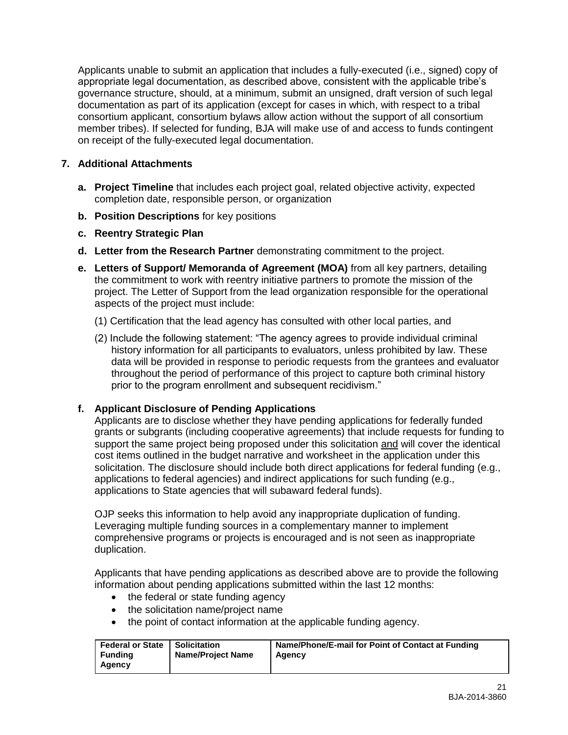Applicants unable to submit an application that includes a fully-executed (i.e., signed) copy of appropriate legal documentation, as described above, consistent with the applicable tribe's governance structure, should, at a minimum, submit an unsigned, draft version of such legal documentation as part of its application (except for cases in which, with respect to a tribal consortium applicant, consortium bylaws allow action without the support of all consortium member tribes). If selected for funding, BJA will make use of and access to funds contingent on receipt of the fully-executed legal documentation.

**7. Additional Attachments**

**a. Project Timeline** that includes each project goal, related objective activity, expected completion date, responsible person, or organization

**b. Position Descriptions** for key positions

**c. Reentry Strategic Plan**

**d. Letter from the Research Partner** demonstrating commitment to the project.

**e. Letters of Support/ Memoranda of Agreement (MOA)** from all key partners, detailing the commitment to work with reentry initiative partners to promote the mission of the project. The Letter of Support from the lead organization responsible for the operational aspects of the project must include:

(1) Certification that the lead agency has consulted with other local parties, and

(2) Include the following statement: "The agency agrees to provide individual criminal history information for all participants to evaluators, unless prohibited by law. These data will be provided in response to periodic requests from the grantees and evaluator throughout the period of performance of this project to capture both criminal history prior to the program enrollment and subsequent recidivism."

**f. Applicant Disclosure of Pending Applications**

Applicants are to disclose whether they have pending applications for federally funded grants or subgrants (including cooperative agreements) that include requests for funding to support the same project being proposed under this solicitation and will cover the identical cost items outlined in the budget narrative and worksheet in the application under this solicitation. The disclosure should include both direct applications for federal funding (e.g., applications to federal agencies) and indirect applications for such funding (e.g., applications to State agencies that will subaward federal funds).

OJP seeks this information to help avoid any inappropriate duplication of funding. Leveraging multiple funding sources in a complementary manner to implement comprehensive programs or projects is encouraged and is not seen as inappropriate duplication.

Applicants that have pending applications as described above are to provide the following information about pending applications submitted within the last 12 months:

- the federal or state funding agency
- the solicitation name/project name
- the point of contact information at the applicable funding agency.

| Federal or State Funding Agency | Solicitation Name/Project Name | Name/Phone/E-mail for Point of Contact at Funding Agency |
| --- | --- | --- |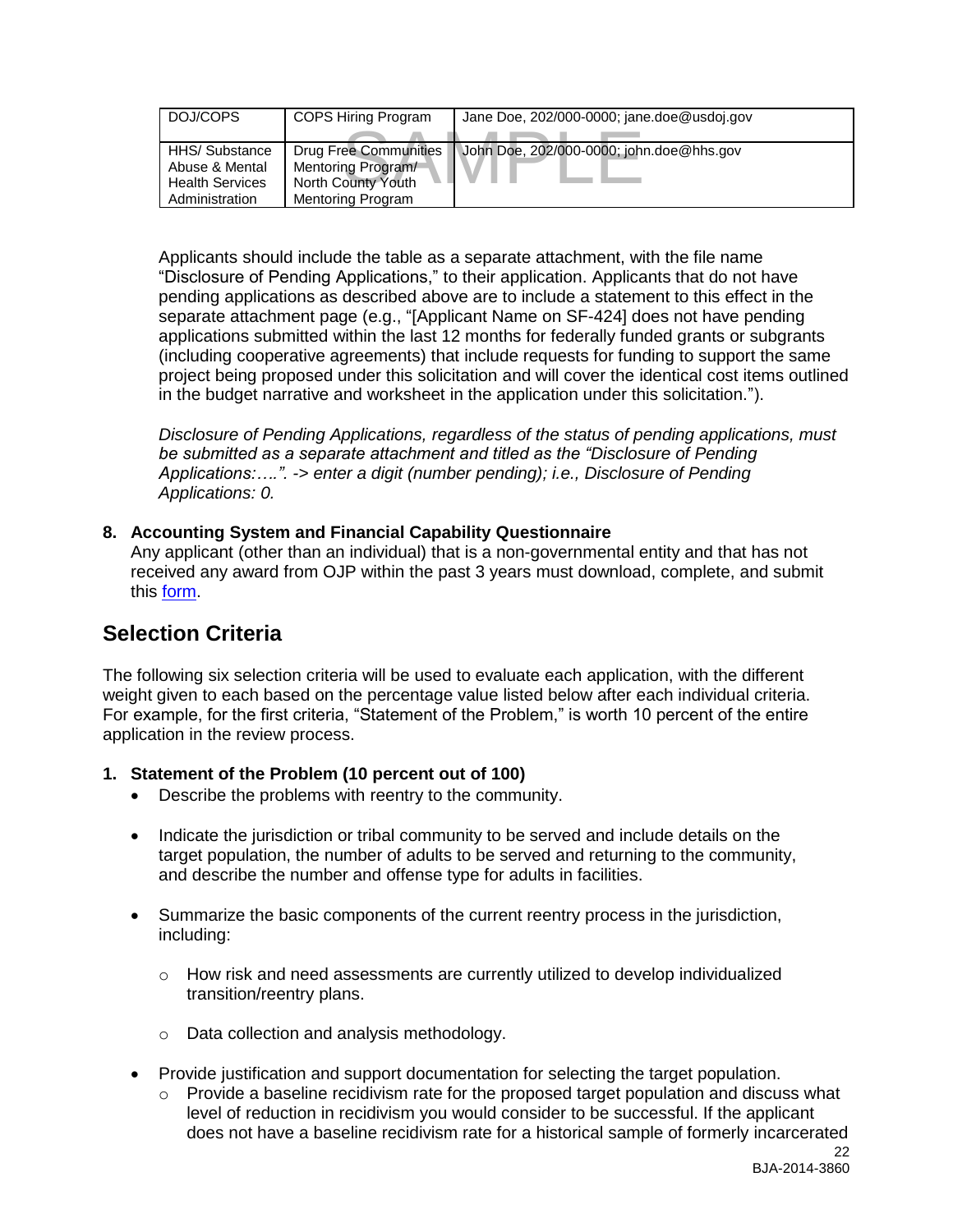| DOJ/COPS | COPS Hiring Program | Jane Doe, 202/000-0000; jane.doe@usdoj.gov |
|---|---|---|
| HHS/ Substance Abuse & Mental Health Services Administration | Drug Free Communities Mentoring Program/ North County Youth Mentoring Program | John Doe, 202/000-0000; john.doe@hhs.gov |

Applicants should include the table as a separate attachment, with the file name "Disclosure of Pending Applications," to their application. Applicants that do not have pending applications as described above are to include a statement to this effect in the separate attachment page (e.g., "[Applicant Name on SF-424] does not have pending applications submitted within the last 12 months for federally funded grants or subgrants (including cooperative agreements) that include requests for funding to support the same project being proposed under this solicitation and will cover the identical cost items outlined in the budget narrative and worksheet in the application under this solicitation.").

*Disclosure of Pending Applications, regardless of the status of pending applications, must be submitted as a separate attachment and titled as the "Disclosure of Pending Applications:….". -> enter a digit (number pending); i.e., Disclosure of Pending Applications: 0.*

**8. Accounting System and Financial Capability Questionnaire**

Any applicant (other than an individual) that is a non-governmental entity and that has not received any award from OJP within the past 3 years must download, complete, and submit this form.

## Selection Criteria

The following six selection criteria will be used to evaluate each application, with the different weight given to each based on the percentage value listed below after each individual criteria. For example, for the first criteria, "Statement of the Problem," is worth 10 percent of the entire application in the review process.

**1. Statement of the Problem (10 percent out of 100)**

- Describe the problems with reentry to the community.
- Indicate the jurisdiction or tribal community to be served and include details on the target population, the number of adults to be served and returning to the community, and describe the number and offense type for adults in facilities.
- Summarize the basic components of the current reentry process in the jurisdiction, including:
  - How risk and need assessments are currently utilized to develop individualized transition/reentry plans.
  - Data collection and analysis methodology.
- Provide justification and support documentation for selecting the target population.
  - Provide a baseline recidivism rate for the proposed target population and discuss what level of reduction in recidivism you would consider to be successful. If the applicant does not have a baseline recidivism rate for a historical sample of formerly incarcerated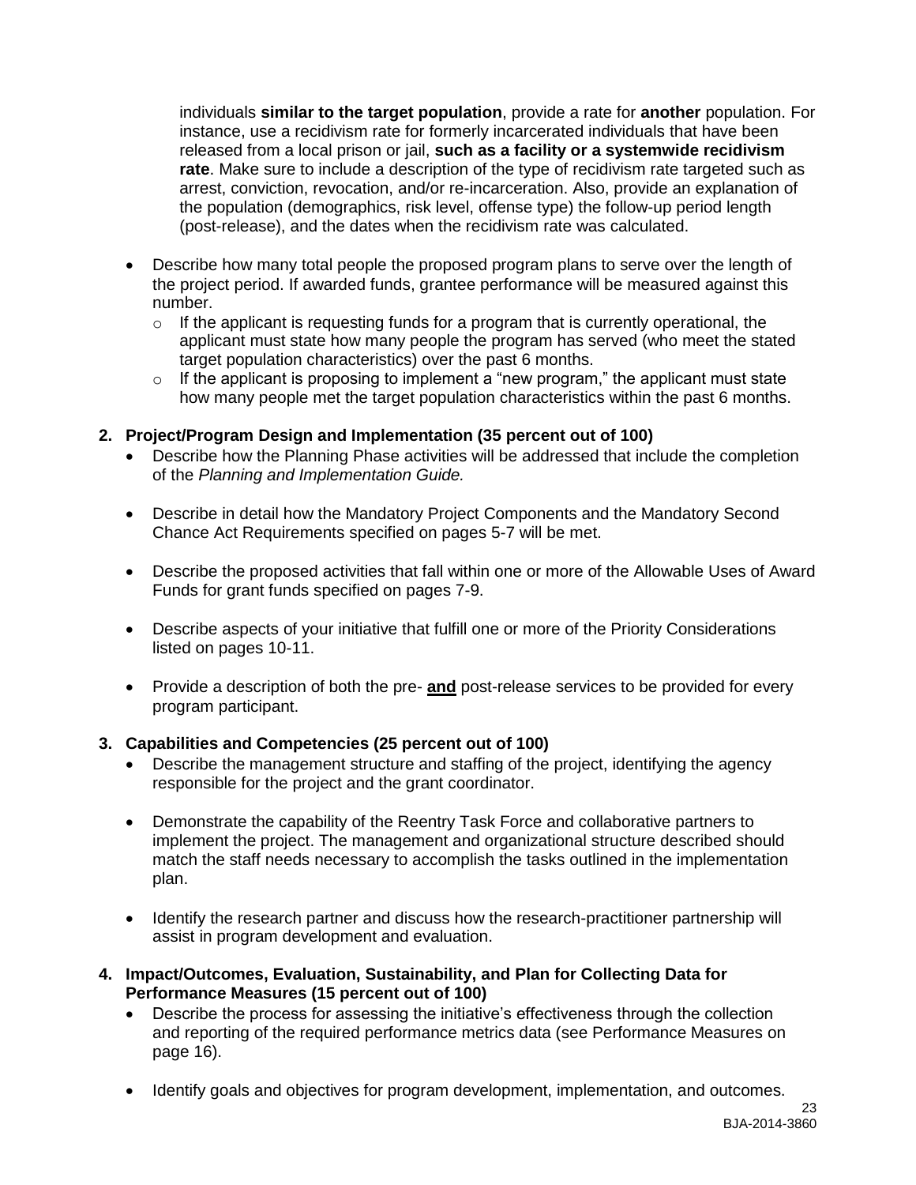individuals **similar to the target population**, provide a rate for **another** population. For instance, use a recidivism rate for formerly incarcerated individuals that have been released from a local prison or jail, **such as a facility or a systemwide recidivism rate**. Make sure to include a description of the type of recidivism rate targeted such as arrest, conviction, revocation, and/or re-incarceration. Also, provide an explanation of the population (demographics, risk level, offense type) the follow-up period length (post-release), and the dates when the recidivism rate was calculated.

- Describe how many total people the proposed program plans to serve over the length of the project period. If awarded funds, grantee performance will be measured against this number.
  - If the applicant is requesting funds for a program that is currently operational, the applicant must state how many people the program has served (who meet the stated target population characteristics) over the past 6 months.
  - If the applicant is proposing to implement a "new program," the applicant must state how many people met the target population characteristics within the past 6 months.

**2. Project/Program Design and Implementation (35 percent out of 100)**

- Describe how the Planning Phase activities will be addressed that include the completion of the *Planning and Implementation Guide.*
- Describe in detail how the Mandatory Project Components and the Mandatory Second Chance Act Requirements specified on pages 5-7 will be met.
- Describe the proposed activities that fall within one or more of the Allowable Uses of Award Funds for grant funds specified on pages 7-9.
- Describe aspects of your initiative that fulfill one or more of the Priority Considerations listed on pages 10-11.
- Provide a description of both the pre- **<u>and</u>** post-release services to be provided for every program participant.

**3. Capabilities and Competencies (25 percent out of 100)**

- Describe the management structure and staffing of the project, identifying the agency responsible for the project and the grant coordinator.
- Demonstrate the capability of the Reentry Task Force and collaborative partners to implement the project. The management and organizational structure described should match the staff needs necessary to accomplish the tasks outlined in the implementation plan.
- Identify the research partner and discuss how the research-practitioner partnership will assist in program development and evaluation.

**4. Impact/Outcomes, Evaluation, Sustainability, and Plan for Collecting Data for Performance Measures (15 percent out of 100)**

- Describe the process for assessing the initiative's effectiveness through the collection and reporting of the required performance metrics data (see Performance Measures on page 16).
- Identify goals and objectives for program development, implementation, and outcomes.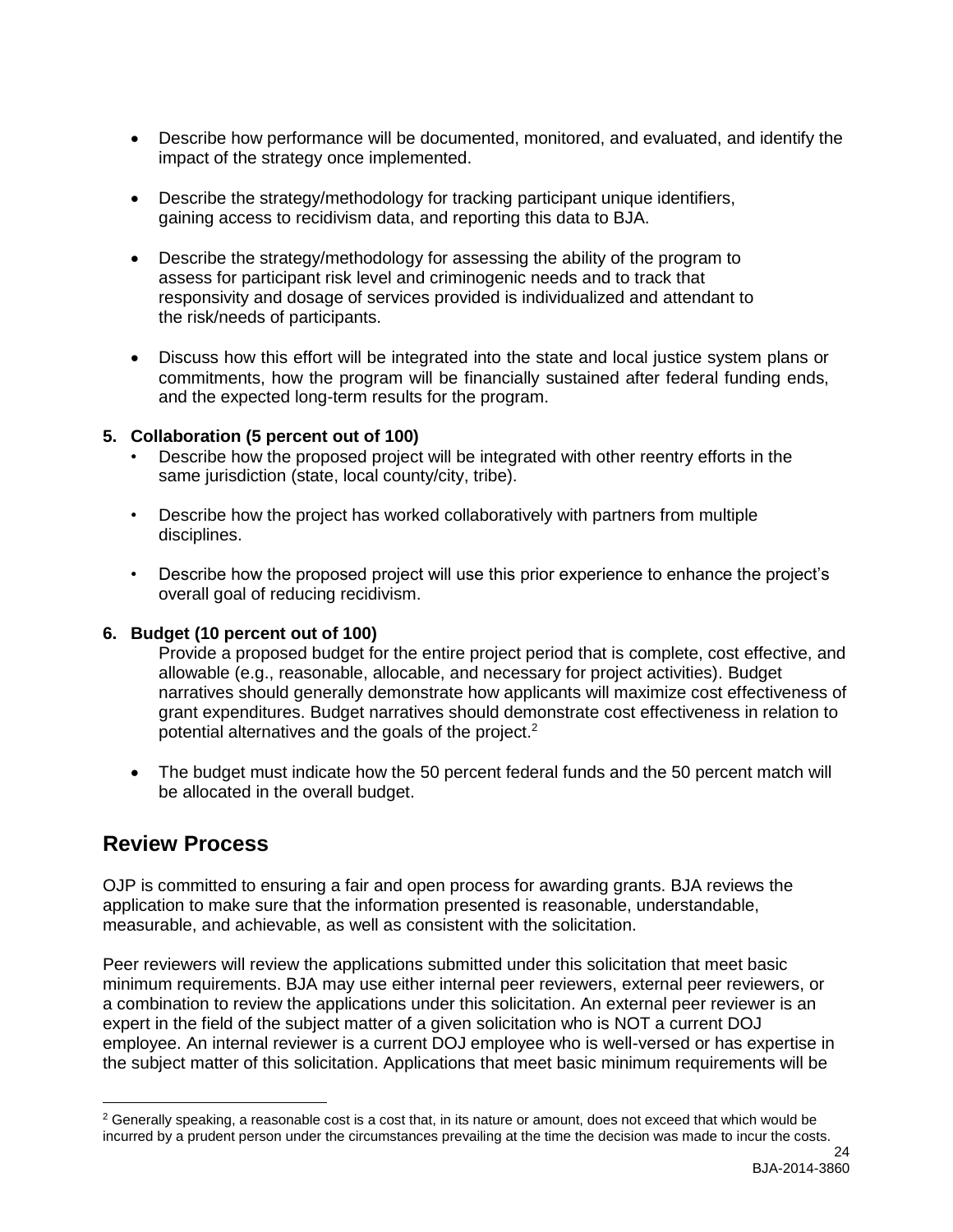- Describe how performance will be documented, monitored, and evaluated, and identify the impact of the strategy once implemented.

- Describe the strategy/methodology for tracking participant unique identifiers, gaining access to recidivism data, and reporting this data to BJA.

- Describe the strategy/methodology for assessing the ability of the program to assess for participant risk level and criminogenic needs and to track that responsivity and dosage of services provided is individualized and attendant to the risk/needs of participants.

- Discuss how this effort will be integrated into the state and local justice system plans or commitments, how the program will be financially sustained after federal funding ends, and the expected long-term results for the program.

**5. Collaboration (5 percent out of 100)**

- Describe how the proposed project will be integrated with other reentry efforts in the same jurisdiction (state, local county/city, tribe).

- Describe how the project has worked collaboratively with partners from multiple disciplines.

- Describe how the proposed project will use this prior experience to enhance the project's overall goal of reducing recidivism.

**6. Budget (10 percent out of 100)**

Provide a proposed budget for the entire project period that is complete, cost effective, and allowable (e.g., reasonable, allocable, and necessary for project activities). Budget narratives should generally demonstrate how applicants will maximize cost effectiveness of grant expenditures. Budget narratives should demonstrate cost effectiveness in relation to potential alternatives and the goals of the project.[2]

- The budget must indicate how the 50 percent federal funds and the 50 percent match will be allocated in the overall budget.

## Review Process

OJP is committed to ensuring a fair and open process for awarding grants. BJA reviews the application to make sure that the information presented is reasonable, understandable, measurable, and achievable, as well as consistent with the solicitation.

Peer reviewers will review the applications submitted under this solicitation that meet basic minimum requirements. BJA may use either internal peer reviewers, external peer reviewers, or a combination to review the applications under this solicitation. An external peer reviewer is an expert in the field of the subject matter of a given solicitation who is NOT a current DOJ employee. An internal reviewer is a current DOJ employee who is well-versed or has expertise in the subject matter of this solicitation. Applications that meet basic minimum requirements will be

[2] Generally speaking, a reasonable cost is a cost that, in its nature or amount, does not exceed that which would be incurred by a prudent person under the circumstances prevailing at the time the decision was made to incur the costs.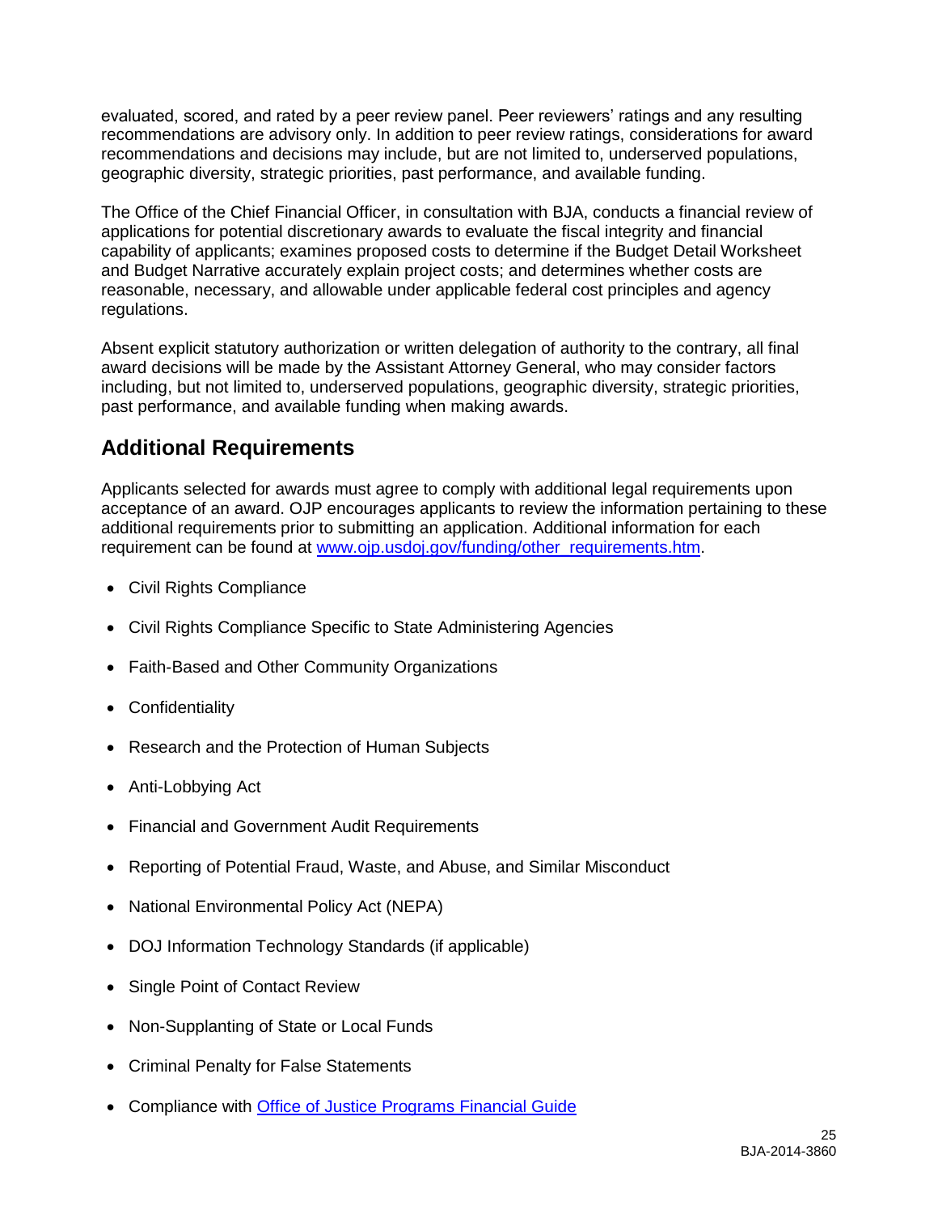evaluated, scored, and rated by a peer review panel. Peer reviewers' ratings and any resulting recommendations are advisory only. In addition to peer review ratings, considerations for award recommendations and decisions may include, but are not limited to, underserved populations, geographic diversity, strategic priorities, past performance, and available funding.

The Office of the Chief Financial Officer, in consultation with BJA, conducts a financial review of applications for potential discretionary awards to evaluate the fiscal integrity and financial capability of applicants; examines proposed costs to determine if the Budget Detail Worksheet and Budget Narrative accurately explain project costs; and determines whether costs are reasonable, necessary, and allowable under applicable federal cost principles and agency regulations.

Absent explicit statutory authorization or written delegation of authority to the contrary, all final award decisions will be made by the Assistant Attorney General, who may consider factors including, but not limited to, underserved populations, geographic diversity, strategic priorities, past performance, and available funding when making awards.

## Additional Requirements

Applicants selected for awards must agree to comply with additional legal requirements upon acceptance of an award. OJP encourages applicants to review the information pertaining to these additional requirements prior to submitting an application. Additional information for each requirement can be found at [www.ojp.usdoj.gov/funding/other_requirements.htm](www.ojp.usdoj.gov/funding/other_requirements.htm).

- Civil Rights Compliance
- Civil Rights Compliance Specific to State Administering Agencies
- Faith-Based and Other Community Organizations
- Confidentiality
- Research and the Protection of Human Subjects
- Anti-Lobbying Act
- Financial and Government Audit Requirements
- Reporting of Potential Fraud, Waste, and Abuse, and Similar Misconduct
- National Environmental Policy Act (NEPA)
- DOJ Information Technology Standards (if applicable)
- Single Point of Contact Review
- Non-Supplanting of State or Local Funds
- Criminal Penalty for False Statements
- Compliance with Office of Justice Programs Financial Guide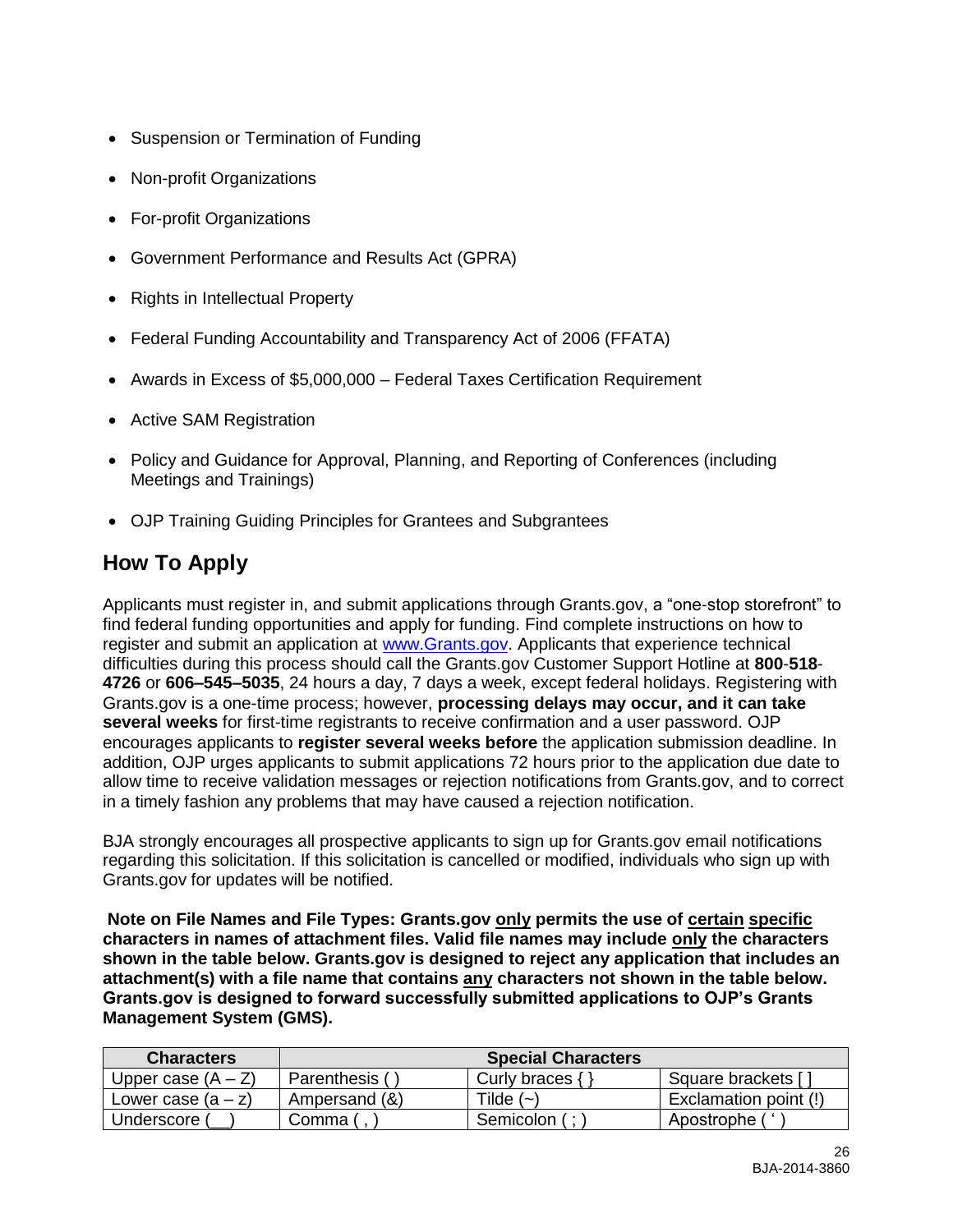- Suspension or Termination of Funding
- Non-profit Organizations
- For-profit Organizations
- Government Performance and Results Act (GPRA)
- Rights in Intellectual Property
- Federal Funding Accountability and Transparency Act of 2006 (FFATA)
- Awards in Excess of $5,000,000 – Federal Taxes Certification Requirement
- Active SAM Registration
- Policy and Guidance for Approval, Planning, and Reporting of Conferences (including Meetings and Trainings)
- OJP Training Guiding Principles for Grantees and Subgrantees

## How To Apply

Applicants must register in, and submit applications through Grants.gov, a "one-stop storefront" to find federal funding opportunities and apply for funding. Find complete instructions on how to register and submit an application at [www.Grants.gov](http://www.Grants.gov). Applicants that experience technical difficulties during this process should call the Grants.gov Customer Support Hotline at **800**-**518**-**4726** or **606–545–5035**, 24 hours a day, 7 days a week, except federal holidays. Registering with Grants.gov is a one-time process; however, **processing delays may occur, and it can take several weeks** for first-time registrants to receive confirmation and a user password. OJP encourages applicants to **register several weeks before** the application submission deadline. In addition, OJP urges applicants to submit applications 72 hours prior to the application due date to allow time to receive validation messages or rejection notifications from Grants.gov, and to correct in a timely fashion any problems that may have caused a rejection notification.

BJA strongly encourages all prospective applicants to sign up for Grants.gov email notifications regarding this solicitation. If this solicitation is cancelled or modified, individuals who sign up with Grants.gov for updates will be notified.

**Note on File Names and File Types: Grants.gov <u>only</u> permits the use of <u>certain</u> <u>specific</u> characters in names of attachment files. Valid file names may include <u>only</u> the characters shown in the table below. Grants.gov is designed to reject any application that includes an attachment(s) with a file name that contains <u>any</u> characters not shown in the table below. Grants.gov is designed to forward successfully submitted applications to OJP's Grants Management System (GMS).**

| Characters | Special Characters | | |
|---|---|---|---|
| Upper case (A – Z) | Parenthesis ( ) | Curly braces { } | Square brackets [ ] |
| Lower case (a – z) | Ampersand (&) | Tilde (~) | Exclamation point (!) |
| Underscore (__) | Comma ( , ) | Semicolon ( ; ) | Apostrophe ( ' ) |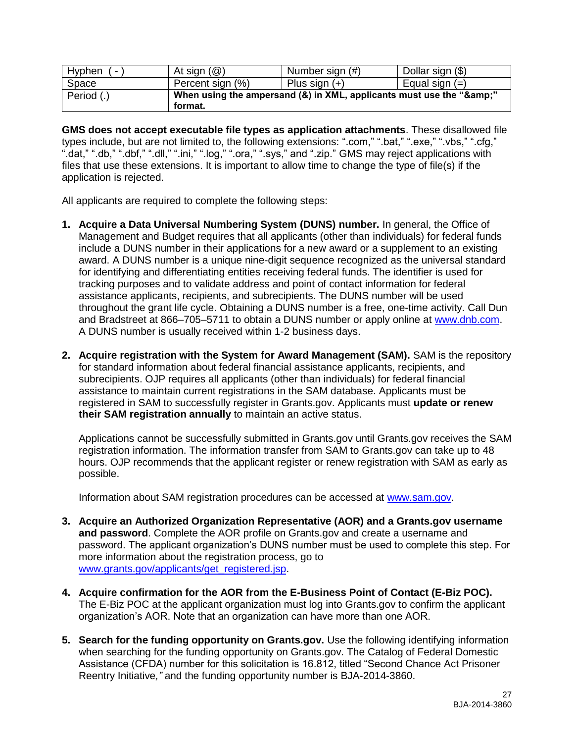| Hyphen ( - ) | At sign (@) | Number sign (#) | Dollar sign ($) |
|---|---|---|---|
| Space | Percent sign (%) | Plus sign (+) | Equal sign (=) |
| Period (.) | **When using the ampersand (&) in XML, applicants must use the "&amp;" format.** | | |

**GMS does not accept executable file types as application attachments**. These disallowed file types include, but are not limited to, the following extensions: ".com," ".bat," ".exe," ".vbs," ".cfg," ".dat," ".db," ".dbf," ".dll," ".ini," ".log," ".ora," ".sys," and ".zip." GMS may reject applications with files that use these extensions. It is important to allow time to change the type of file(s) if the application is rejected.

All applicants are required to complete the following steps:

1. **Acquire a Data Universal Numbering System (DUNS) number.** In general, the Office of Management and Budget requires that all applicants (other than individuals) for federal funds include a DUNS number in their applications for a new award or a supplement to an existing award. A DUNS number is a unique nine-digit sequence recognized as the universal standard for identifying and differentiating entities receiving federal funds. The identifier is used for tracking purposes and to validate address and point of contact information for federal assistance applicants, recipients, and subrecipients. The DUNS number will be used throughout the grant life cycle. Obtaining a DUNS number is a free, one-time activity. Call Dun and Bradstreet at 866–705–5711 to obtain a DUNS number or apply online at www.dnb.com. A DUNS number is usually received within 1-2 business days.

2. **Acquire registration with the System for Award Management (SAM).** SAM is the repository for standard information about federal financial assistance applicants, recipients, and subrecipients. OJP requires all applicants (other than individuals) for federal financial assistance to maintain current registrations in the SAM database. Applicants must be registered in SAM to successfully register in Grants.gov. Applicants must **update or renew their SAM registration annually** to maintain an active status.

   Applications cannot be successfully submitted in Grants.gov until Grants.gov receives the SAM registration information. The information transfer from SAM to Grants.gov can take up to 48 hours. OJP recommends that the applicant register or renew registration with SAM as early as possible.

   Information about SAM registration procedures can be accessed at www.sam.gov.

3. **Acquire an Authorized Organization Representative (AOR) and a Grants.gov username and password**. Complete the AOR profile on Grants.gov and create a username and password. The applicant organization's DUNS number must be used to complete this step. For more information about the registration process, go to www.grants.gov/applicants/get_registered.jsp.

4. **Acquire confirmation for the AOR from the E-Business Point of Contact (E-Biz POC).** The E-Biz POC at the applicant organization must log into Grants.gov to confirm the applicant organization's AOR. Note that an organization can have more than one AOR.

5. **Search for the funding opportunity on Grants.gov.** Use the following identifying information when searching for the funding opportunity on Grants.gov. The Catalog of Federal Domestic Assistance (CFDA) number for this solicitation is 16.812, titled "Second Chance Act Prisoner Reentry Initiative*,"* and the funding opportunity number is BJA-2014-3860.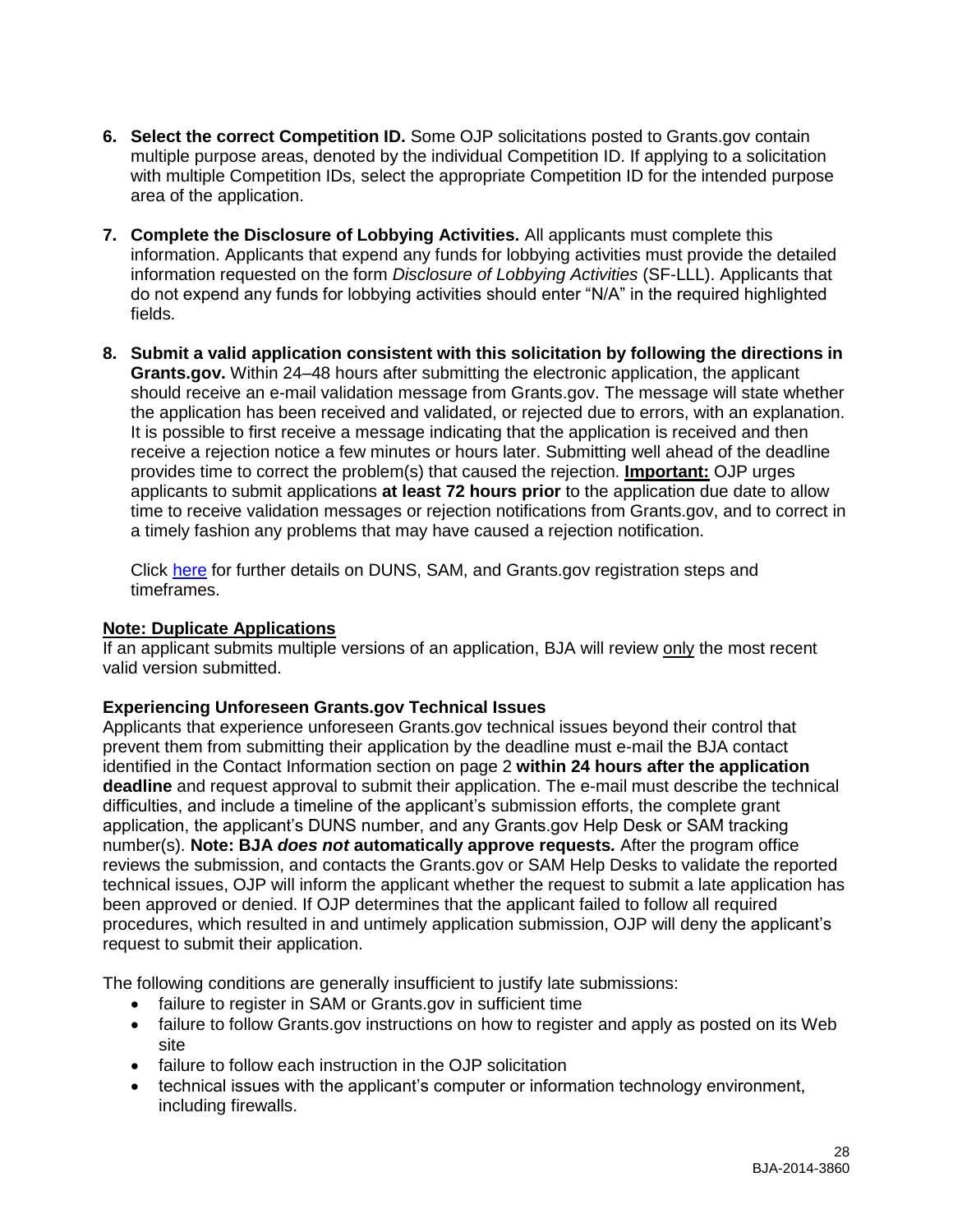6. **Select the correct Competition ID.** Some OJP solicitations posted to Grants.gov contain multiple purpose areas, denoted by the individual Competition ID. If applying to a solicitation with multiple Competition IDs, select the appropriate Competition ID for the intended purpose area of the application.

7. **Complete the Disclosure of Lobbying Activities.** All applicants must complete this information. Applicants that expend any funds for lobbying activities must provide the detailed information requested on the form *Disclosure of Lobbying Activities* (SF-LLL). Applicants that do not expend any funds for lobbying activities should enter "N/A" in the required highlighted fields.

8. **Submit a valid application consistent with this solicitation by following the directions in Grants.gov.** Within 24–48 hours after submitting the electronic application, the applicant should receive an e-mail validation message from Grants.gov. The message will state whether the application has been received and validated, or rejected due to errors, with an explanation. It is possible to first receive a message indicating that the application is received and then receive a rejection notice a few minutes or hours later. Submitting well ahead of the deadline provides time to correct the problem(s) that caused the rejection. **Important:** OJP urges applicants to submit applications **at least 72 hours prior** to the application due date to allow time to receive validation messages or rejection notifications from Grants.gov, and to correct in a timely fashion any problems that may have caused a rejection notification.

   Click here for further details on DUNS, SAM, and Grants.gov registration steps and timeframes.

**Note: Duplicate Applications**
If an applicant submits multiple versions of an application, BJA will review only the most recent valid version submitted.

**Experiencing Unforeseen Grants.gov Technical Issues**
Applicants that experience unforeseen Grants.gov technical issues beyond their control that prevent them from submitting their application by the deadline must e-mail the BJA contact identified in the Contact Information section on page 2 **within 24 hours after the application deadline** and request approval to submit their application. The e-mail must describe the technical difficulties, and include a timeline of the applicant's submission efforts, the complete grant application, the applicant's DUNS number, and any Grants.gov Help Desk or SAM tracking number(s). **Note: BJA *does not* automatically approve requests***.* After the program office reviews the submission, and contacts the Grants.gov or SAM Help Desks to validate the reported technical issues, OJP will inform the applicant whether the request to submit a late application has been approved or denied. If OJP determines that the applicant failed to follow all required procedures, which resulted in and untimely application submission, OJP will deny the applicant's request to submit their application.

The following conditions are generally insufficient to justify late submissions:

- failure to register in SAM or Grants.gov in sufficient time
- failure to follow Grants.gov instructions on how to register and apply as posted on its Web site
- failure to follow each instruction in the OJP solicitation
- technical issues with the applicant's computer or information technology environment, including firewalls.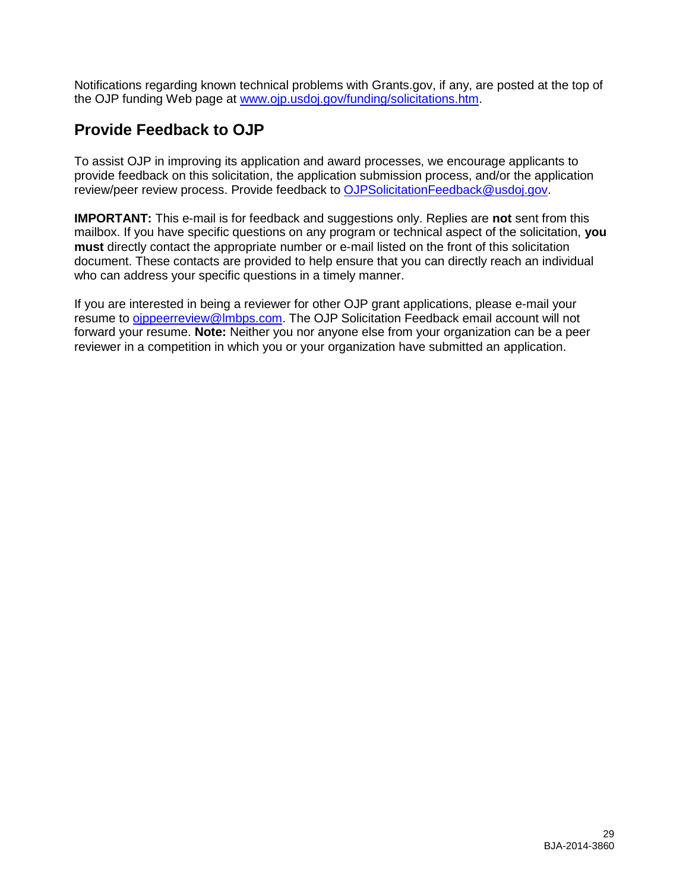Notifications regarding known technical problems with Grants.gov, if any, are posted at the top of the OJP funding Web page at [www.ojp.usdoj.gov/funding/solicitations.htm](www.ojp.usdoj.gov/funding/solicitations.htm).

## Provide Feedback to OJP

To assist OJP in improving its application and award processes, we encourage applicants to provide feedback on this solicitation, the application submission process, and/or the application review/peer review process. Provide feedback to [OJPSolicitationFeedback@usdoj.gov](mailto:OJPSolicitationFeedback@usdoj.gov).

**IMPORTANT:** This e-mail is for feedback and suggestions only. Replies are **not** sent from this mailbox. If you have specific questions on any program or technical aspect of the solicitation, **you must** directly contact the appropriate number or e-mail listed on the front of this solicitation document. These contacts are provided to help ensure that you can directly reach an individual who can address your specific questions in a timely manner.

If you are interested in being a reviewer for other OJP grant applications, please e-mail your resume to [ojppeerreview@lmbps.com](mailto:ojppeerreview@lmbps.com). The OJP Solicitation Feedback email account will not forward your resume. **Note:** Neither you nor anyone else from your organization can be a peer reviewer in a competition in which you or your organization have submitted an application.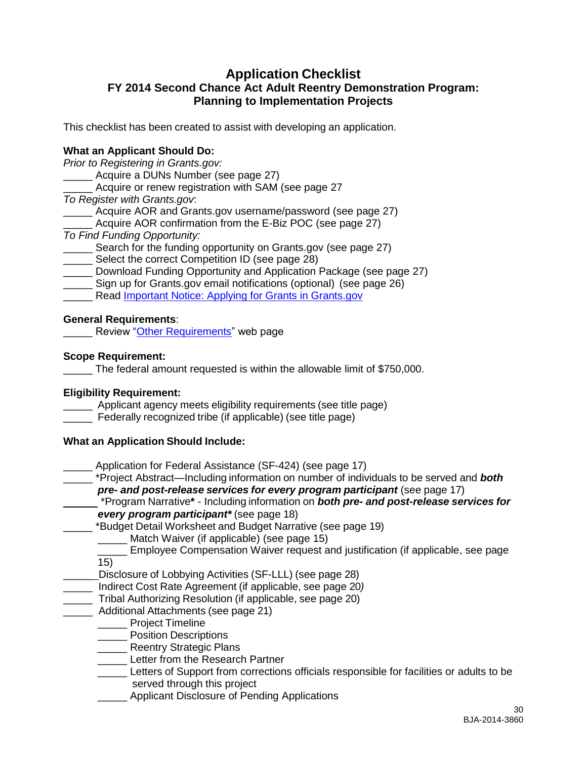## Application Checklist

### FY 2014 Second Chance Act Adult Reentry Demonstration Program: Planning to Implementation Projects

This checklist has been created to assist with developing an application.

**What an Applicant Should Do:**

*Prior to Registering in Grants.gov:*

_____ Acquire a DUNs Number (see page 27)
_____ Acquire or renew registration with SAM (see page 27

*To Register with Grants.gov*:

_____ Acquire AOR and Grants.gov username/password (see page 27)
_____ Acquire AOR confirmation from the E-Biz POC (see page 27)

*To Find Funding Opportunity:*

_____ Search for the funding opportunity on Grants.gov (see page 27)
_____ Select the correct Competition ID (see page 28)
_____ Download Funding Opportunity and Application Package (see page 27)
_____ Sign up for Grants.gov email notifications (optional) (see page 26)
_____ Read Important Notice: Applying for Grants in Grants.gov

**General Requirements**:

_____ Review "Other Requirements" web page

**Scope Requirement:**

_____ The federal amount requested is within the allowable limit of $750,000.

**Eligibility Requirement:**

_____ Applicant agency meets eligibility requirements (see title page)
_____ Federally recognized tribe (if applicable) (see title page)

**What an Application Should Include:**

_____ Application for Federal Assistance (SF-424) (see page 17)
_____ *Project Abstract—Including information on number of individuals to be served and ***both pre- and post-release services for every program participant*** (see page 17)
_____ *Program Narrative**\*** - Including information on ***both pre- and post-release services for every program participant**** (see page 18)
_____ *Budget Detail Worksheet and Budget Narrative (see page 19)
  _____ Match Waiver (if applicable) (see page 15)
  _____ Employee Compensation Waiver request and justification (if applicable, see page 15)
______Disclosure of Lobbying Activities (SF-LLL) (see page 28)
_____ Indirect Cost Rate Agreement (if applicable, see page 20)
_____ Tribal Authorizing Resolution (if applicable, see page 20)
_____ Additional Attachments (see page 21)
  _____ Project Timeline
  _____ Position Descriptions
  _____ Reentry Strategic Plans
  _____ Letter from the Research Partner
  _____ Letters of Support from corrections officials responsible for facilities or adults to be served through this project
  _____ Applicant Disclosure of Pending Applications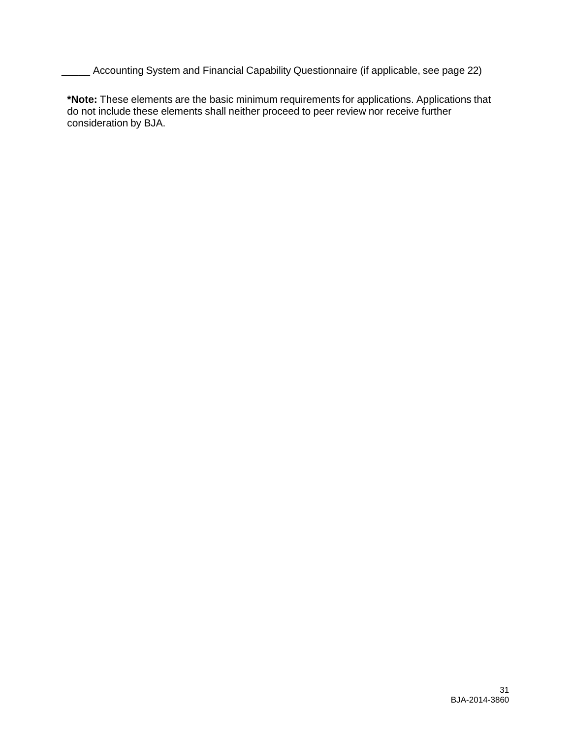_____ Accounting System and Financial Capability Questionnaire (if applicable, see page 22)

**\*Note:** These elements are the basic minimum requirements for applications. Applications that do not include these elements shall neither proceed to peer review nor receive further consideration by BJA.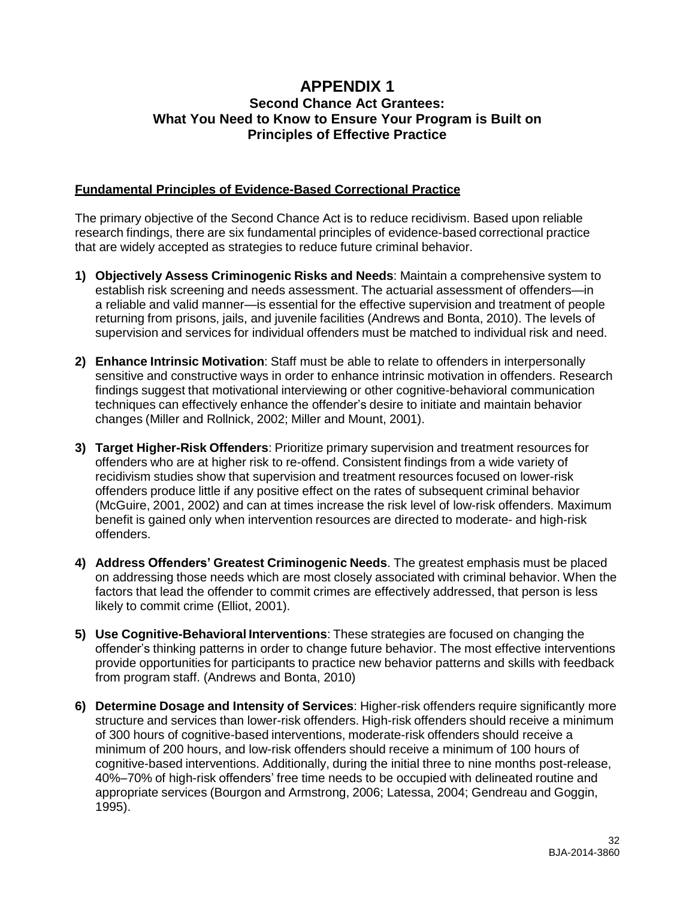# APPENDIX 1

## Second Chance Act Grantees: What You Need to Know to Ensure Your Program is Built on Principles of Effective Practice

**Fundamental Principles of Evidence-Based Correctional Practice**

The primary objective of the Second Chance Act is to reduce recidivism. Based upon reliable research findings, there are six fundamental principles of evidence-based correctional practice that are widely accepted as strategies to reduce future criminal behavior.

1) **Objectively Assess Criminogenic Risks and Needs**: Maintain a comprehensive system to establish risk screening and needs assessment. The actuarial assessment of offenders—in a reliable and valid manner—is essential for the effective supervision and treatment of people returning from prisons, jails, and juvenile facilities (Andrews and Bonta, 2010). The levels of supervision and services for individual offenders must be matched to individual risk and need.

2) **Enhance Intrinsic Motivation**: Staff must be able to relate to offenders in interpersonally sensitive and constructive ways in order to enhance intrinsic motivation in offenders. Research findings suggest that motivational interviewing or other cognitive-behavioral communication techniques can effectively enhance the offender's desire to initiate and maintain behavior changes (Miller and Rollnick, 2002; Miller and Mount, 2001).

3) **Target Higher-Risk Offenders**: Prioritize primary supervision and treatment resources for offenders who are at higher risk to re-offend. Consistent findings from a wide variety of recidivism studies show that supervision and treatment resources focused on lower-risk offenders produce little if any positive effect on the rates of subsequent criminal behavior (McGuire, 2001, 2002) and can at times increase the risk level of low-risk offenders. Maximum benefit is gained only when intervention resources are directed to moderate- and high-risk offenders.

4) **Address Offenders' Greatest Criminogenic Needs**. The greatest emphasis must be placed on addressing those needs which are most closely associated with criminal behavior. When the factors that lead the offender to commit crimes are effectively addressed, that person is less likely to commit crime (Elliot, 2001).

5) **Use Cognitive-Behavioral Interventions**: These strategies are focused on changing the offender's thinking patterns in order to change future behavior. The most effective interventions provide opportunities for participants to practice new behavior patterns and skills with feedback from program staff. (Andrews and Bonta, 2010)

6) **Determine Dosage and Intensity of Services**: Higher-risk offenders require significantly more structure and services than lower-risk offenders. High-risk offenders should receive a minimum of 300 hours of cognitive-based interventions, moderate-risk offenders should receive a minimum of 200 hours, and low-risk offenders should receive a minimum of 100 hours of cognitive-based interventions. Additionally, during the initial three to nine months post-release, 40%–70% of high-risk offenders' free time needs to be occupied with delineated routine and appropriate services (Bourgon and Armstrong, 2006; Latessa, 2004; Gendreau and Goggin, 1995).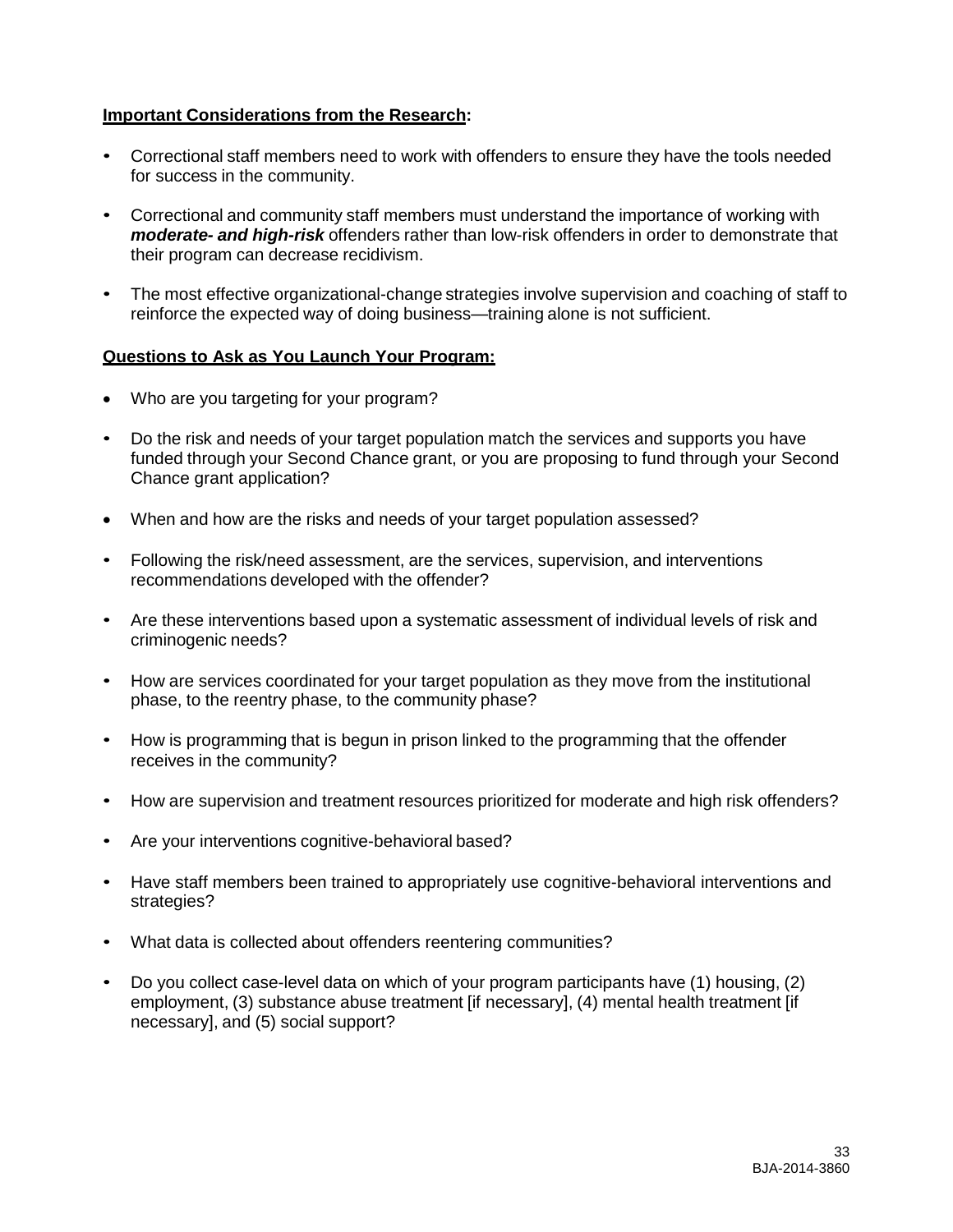**Important Considerations from the Research:**

- Correctional staff members need to work with offenders to ensure they have the tools needed for success in the community.
- Correctional and community staff members must understand the importance of working with ***moderate- and high-risk*** offenders rather than low-risk offenders in order to demonstrate that their program can decrease recidivism.
- The most effective organizational-change strategies involve supervision and coaching of staff to reinforce the expected way of doing business—training alone is not sufficient.

**Questions to Ask as You Launch Your Program:**

- Who are you targeting for your program?
- Do the risk and needs of your target population match the services and supports you have funded through your Second Chance grant, or you are proposing to fund through your Second Chance grant application?
- When and how are the risks and needs of your target population assessed?
- Following the risk/need assessment, are the services, supervision, and interventions recommendations developed with the offender?
- Are these interventions based upon a systematic assessment of individual levels of risk and criminogenic needs?
- How are services coordinated for your target population as they move from the institutional phase, to the reentry phase, to the community phase?
- How is programming that is begun in prison linked to the programming that the offender receives in the community?
- How are supervision and treatment resources prioritized for moderate and high risk offenders?
- Are your interventions cognitive-behavioral based?
- Have staff members been trained to appropriately use cognitive-behavioral interventions and strategies?
- What data is collected about offenders reentering communities?
- Do you collect case-level data on which of your program participants have (1) housing, (2) employment, (3) substance abuse treatment [if necessary], (4) mental health treatment [if necessary], and (5) social support?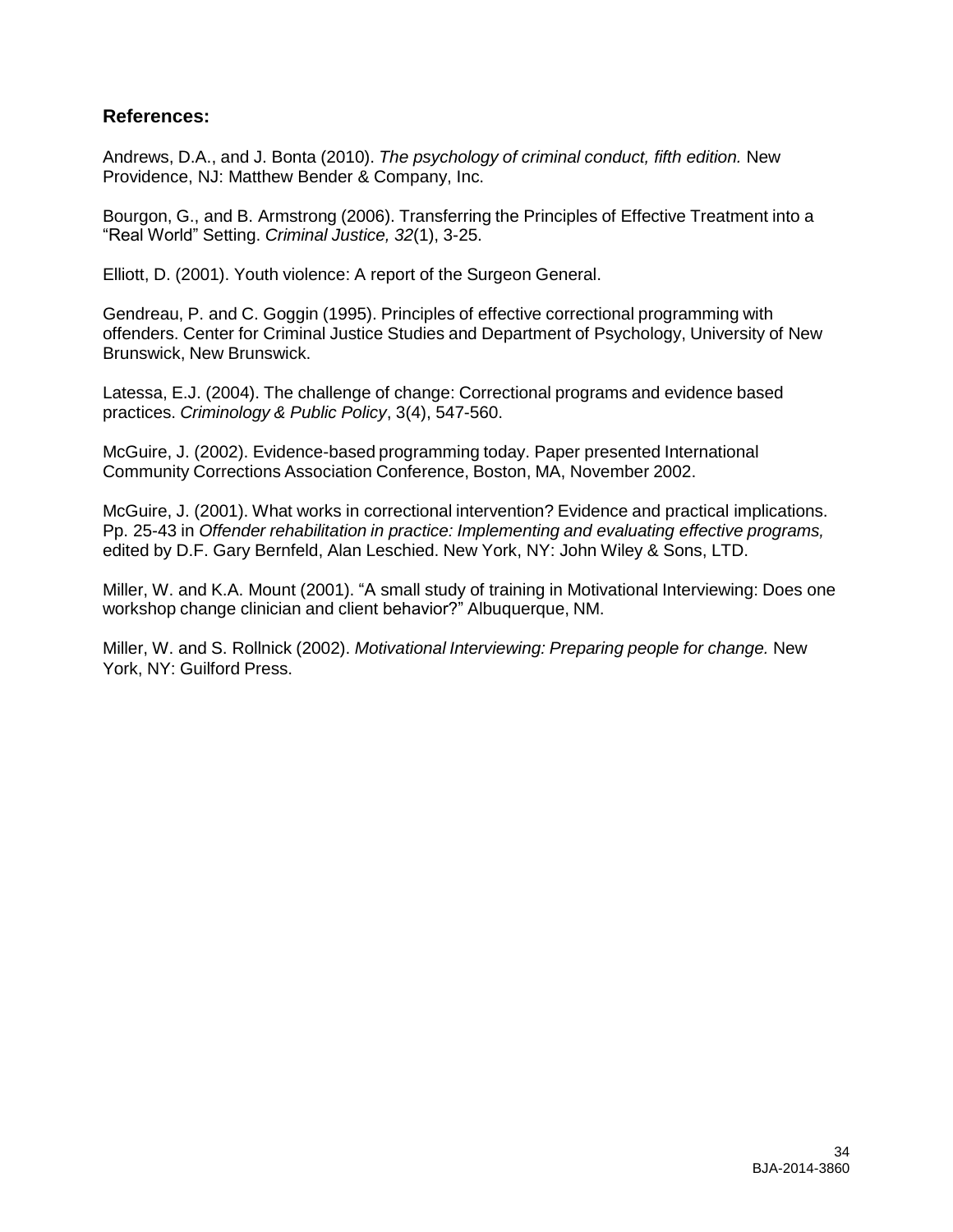## References:

Andrews, D.A., and J. Bonta (2010). *The psychology of criminal conduct, fifth edition.* New Providence, NJ: Matthew Bender & Company, Inc.

Bourgon, G., and B. Armstrong (2006). Transferring the Principles of Effective Treatment into a "Real World" Setting. *Criminal Justice, 32*(1), 3-25.

Elliott, D. (2001). Youth violence: A report of the Surgeon General.

Gendreau, P. and C. Goggin (1995). Principles of effective correctional programming with offenders. Center for Criminal Justice Studies and Department of Psychology, University of New Brunswick, New Brunswick.

Latessa, E.J. (2004). The challenge of change: Correctional programs and evidence based practices. *Criminology & Public Policy*, 3(4), 547-560.

McGuire, J. (2002). Evidence-based programming today. Paper presented International Community Corrections Association Conference, Boston, MA, November 2002.

McGuire, J. (2001). What works in correctional intervention? Evidence and practical implications. Pp. 25-43 in *Offender rehabilitation in practice: Implementing and evaluating effective programs,* edited by D.F. Gary Bernfeld, Alan Leschied. New York, NY: John Wiley & Sons, LTD.

Miller, W. and K.A. Mount (2001). "A small study of training in Motivational Interviewing: Does one workshop change clinician and client behavior?" Albuquerque, NM.

Miller, W. and S. Rollnick (2002). *Motivational Interviewing: Preparing people for change.* New York, NY: Guilford Press.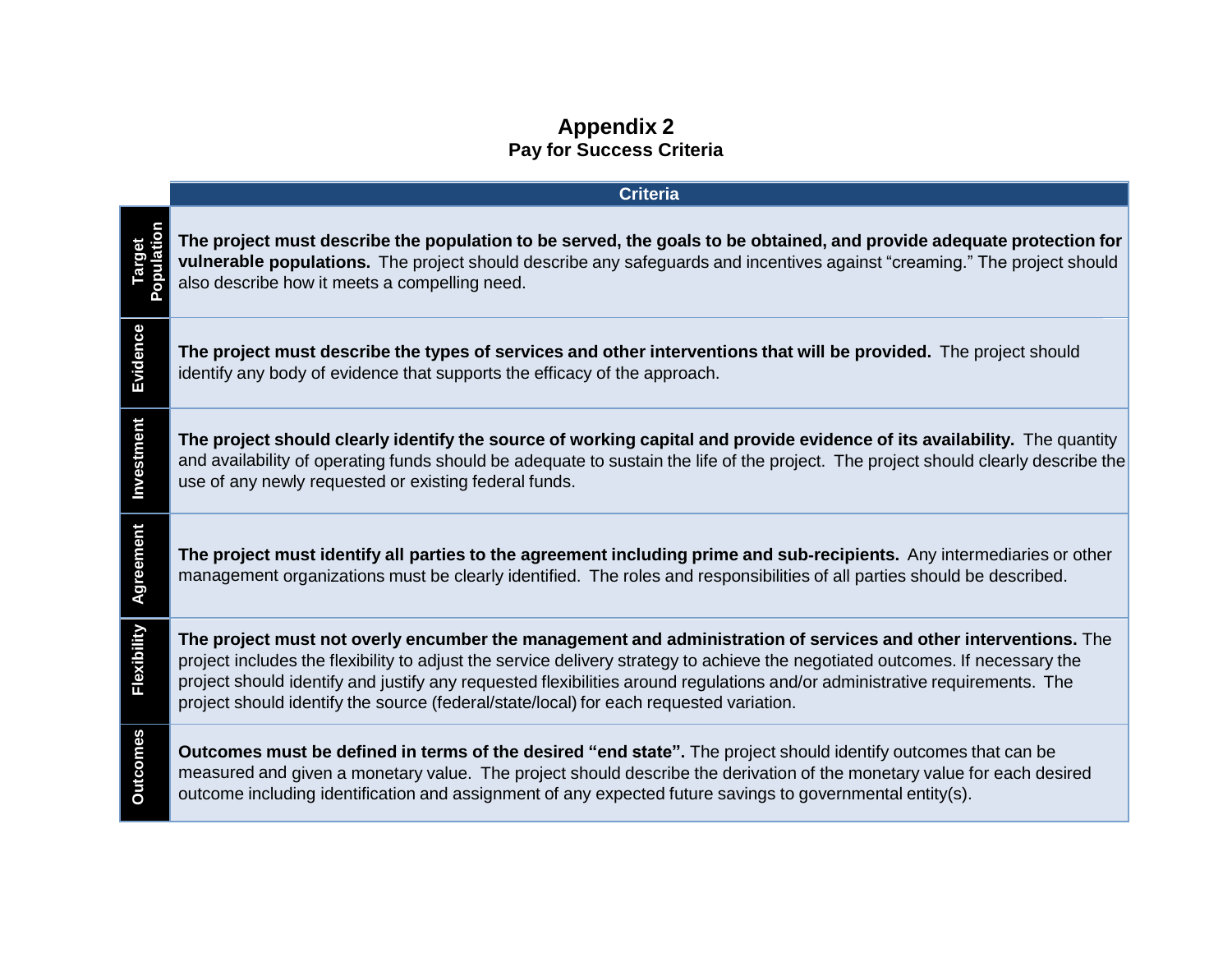# Appendix 2

## Pay for Success Criteria

| | Criteria |
|---|---|
| **Target Population** | **The project must describe the population to be served, the goals to be obtained, and provide adequate protection for vulnerable populations.** The project should describe any safeguards and incentives against "creaming." The project should also describe how it meets a compelling need. |
| **Evidence** | **The project must describe the types of services and other interventions that will be provided.** The project should identify any body of evidence that supports the efficacy of the approach. |
| **Investment** | **The project should clearly identify the source of working capital and provide evidence of its availability.** The quantity and availability of operating funds should be adequate to sustain the life of the project. The project should clearly describe the use of any newly requested or existing federal funds. |
| **Agreement** | **The project must identify all parties to the agreement including prime and sub-recipients.** Any intermediaries or other management organizations must be clearly identified. The roles and responsibilities of all parties should be described. |
| **Flexibility** | **The project must not overly encumber the management and administration of services and other interventions.** The project includes the flexibility to adjust the service delivery strategy to achieve the negotiated outcomes. If necessary the project should identify and justify any requested flexibilities around regulations and/or administrative requirements. The project should identify the source (federal/state/local) for each requested variation. |
| **Outcomes** | **Outcomes must be defined in terms of the desired "end state".** The project should identify outcomes that can be measured and given a monetary value. The project should describe the derivation of the monetary value for each desired outcome including identification and assignment of any expected future savings to governmental entity(s). |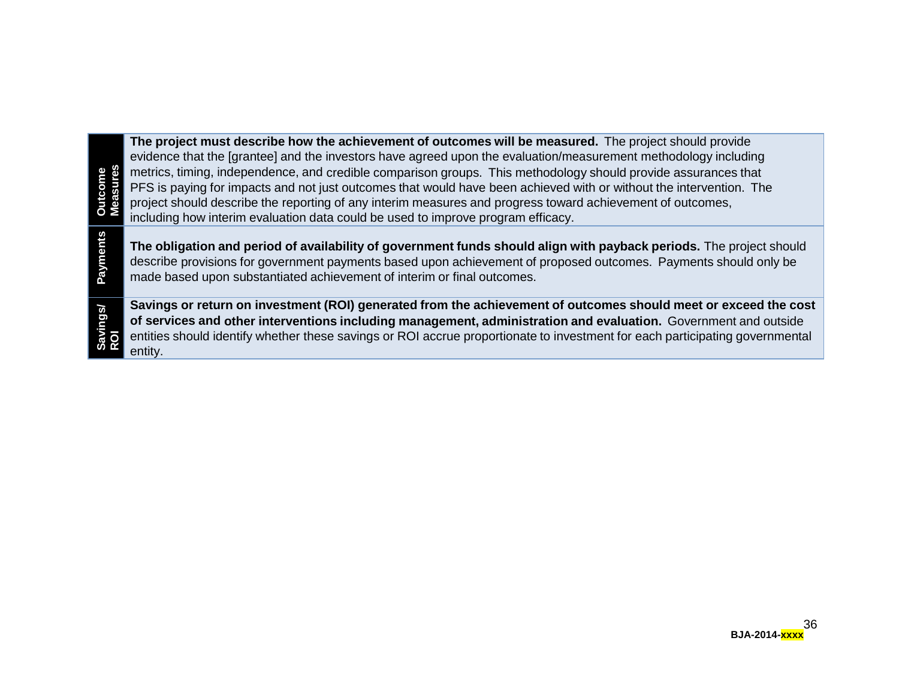| | |
|---|---|
| **Outcome Measures** | **The project must describe how the achievement of outcomes will be measured.** The project should provide evidence that the [grantee] and the investors have agreed upon the evaluation/measurement methodology including metrics, timing, independence, and credible comparison groups. This methodology should provide assurances that PFS is paying for impacts and not just outcomes that would have been achieved with or without the intervention. The project should describe the reporting of any interim measures and progress toward achievement of outcomes, including how interim evaluation data could be used to improve program efficacy. |
| **Payments** | **The obligation and period of availability of government funds should align with payback periods.** The project should describe provisions for government payments based upon achievement of proposed outcomes. Payments should only be made based upon substantiated achievement of interim or final outcomes. |
| **Savings/ ROI** | **Savings or return on investment (ROI) generated from the achievement of outcomes should meet or exceed the cost of services and other interventions including management, administration and evaluation.** Government and outside entities should identify whether these savings or ROI accrue proportionate to investment for each participating governmental entity. |

**BJA-2014-xxxx**